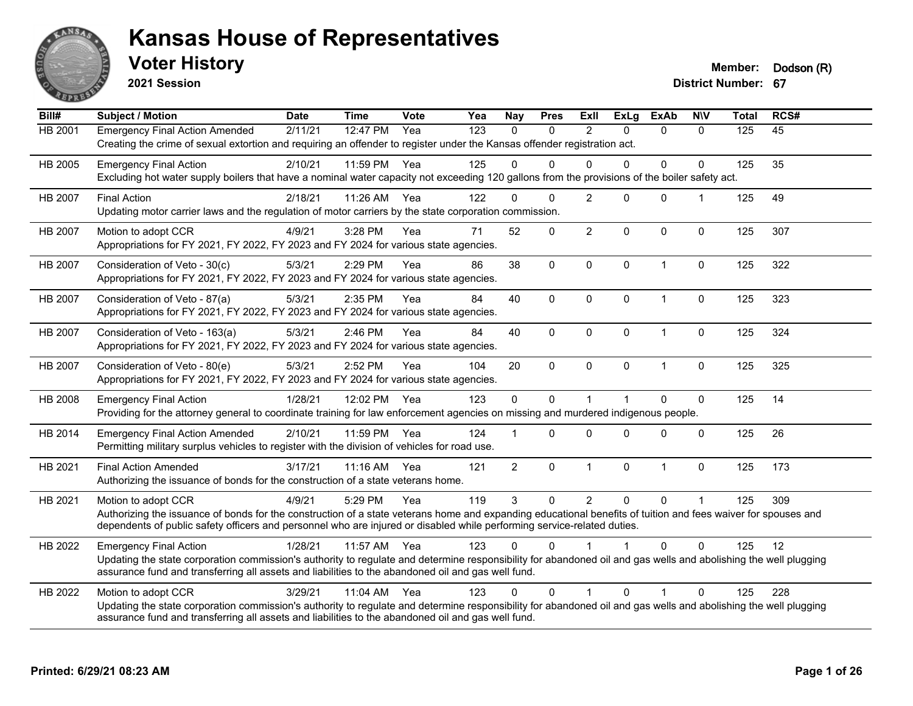# Kansas House of Representatives

## Voter History

**2021 Session**

**Member:** Dodson (R)
**District Number:** 67

| Bill# | Subject / Motion | Date | Time | Vote | Yea | Nay | Pres | ExII | ExLg | ExAb | N\V | Total | RCS# |
|---|---|---|---|---|---|---|---|---|---|---|---|---|---|
| HB 2001 | Emergency Final Action Amended | 2/11/21 | 12:47 PM | Yea | 123 | 0 | 0 | 2 | 0 | 0 | 0 | 125 | 45 |
| | Creating the crime of sexual extortion and requiring an offender to register under the Kansas offender registration act. | | | | | | | | | | | | |
| HB 2005 | Emergency Final Action | 2/10/21 | 11:59 PM | Yea | 125 | 0 | 0 | 0 | 0 | 0 | 0 | 125 | 35 |
| | Excluding hot water supply boilers that have a nominal water capacity not exceeding 120 gallons from the provisions of the boiler safety act. | | | | | | | | | | | | |
| HB 2007 | Final Action | 2/18/21 | 11:26 AM | Yea | 122 | 0 | 0 | 2 | 0 | 0 | 1 | 125 | 49 |
| | Updating motor carrier laws and the regulation of motor carriers by the state corporation commission. | | | | | | | | | | | | |
| HB 2007 | Motion to adopt CCR | 4/9/21 | 3:28 PM | Yea | 71 | 52 | 0 | 2 | 0 | 0 | 0 | 125 | 307 |
| | Appropriations for FY 2021, FY 2022, FY 2023 and FY 2024 for various state agencies. | | | | | | | | | | | | |
| HB 2007 | Consideration of Veto - 30(c) | 5/3/21 | 2:29 PM | Yea | 86 | 38 | 0 | 0 | 0 | 1 | 0 | 125 | 322 |
| | Appropriations for FY 2021, FY 2022, FY 2023 and FY 2024 for various state agencies. | | | | | | | | | | | | |
| HB 2007 | Consideration of Veto - 87(a) | 5/3/21 | 2:35 PM | Yea | 84 | 40 | 0 | 0 | 0 | 1 | 0 | 125 | 323 |
| | Appropriations for FY 2021, FY 2022, FY 2023 and FY 2024 for various state agencies. | | | | | | | | | | | | |
| HB 2007 | Consideration of Veto - 163(a) | 5/3/21 | 2:46 PM | Yea | 84 | 40 | 0 | 0 | 0 | 1 | 0 | 125 | 324 |
| | Appropriations for FY 2021, FY 2022, FY 2023 and FY 2024 for various state agencies. | | | | | | | | | | | | |
| HB 2007 | Consideration of Veto - 80(e) | 5/3/21 | 2:52 PM | Yea | 104 | 20 | 0 | 0 | 0 | 1 | 0 | 125 | 325 |
| | Appropriations for FY 2021, FY 2022, FY 2023 and FY 2024 for various state agencies. | | | | | | | | | | | | |
| HB 2008 | Emergency Final Action | 1/28/21 | 12:02 PM | Yea | 123 | 0 | 0 | 1 | 1 | 0 | 0 | 125 | 14 |
| | Providing for the attorney general to coordinate training for law enforcement agencies on missing and murdered indigenous people. | | | | | | | | | | | | |
| HB 2014 | Emergency Final Action Amended | 2/10/21 | 11:59 PM | Yea | 124 | 1 | 0 | 0 | 0 | 0 | 0 | 125 | 26 |
| | Permitting military surplus vehicles to register with the division of vehicles for road use. | | | | | | | | | | | | |
| HB 2021 | Final Action Amended | 3/17/21 | 11:16 AM | Yea | 121 | 2 | 0 | 1 | 0 | 1 | 0 | 125 | 173 |
| | Authorizing the issuance of bonds for the construction of a state veterans home. | | | | | | | | | | | | |
| HB 2021 | Motion to adopt CCR | 4/9/21 | 5:29 PM | Yea | 119 | 3 | 0 | 2 | 0 | 0 | 1 | 125 | 309 |
| | Authorizing the issuance of bonds for the construction of a state veterans home and expanding educational benefits of tuition and fees waiver for spouses and dependents of public safety officers and personnel who are injured or disabled while performing service-related duties. | | | | | | | | | | | | |
| HB 2022 | Emergency Final Action | 1/28/21 | 11:57 AM | Yea | 123 | 0 | 0 | 1 | 1 | 0 | 0 | 125 | 12 |
| | Updating the state corporation commission's authority to regulate and determine responsibility for abandoned oil and gas wells and abolishing the well plugging assurance fund and transferring all assets and liabilities to the abandoned oil and gas well fund. | | | | | | | | | | | | |
| HB 2022 | Motion to adopt CCR | 3/29/21 | 11:04 AM | Yea | 123 | 0 | 0 | 1 | 0 | 1 | 0 | 125 | 228 |
| | Updating the state corporation commission's authority to regulate and determine responsibility for abandoned oil and gas wells and abolishing the well plugging assurance fund and transferring all assets and liabilities to the abandoned oil and gas well fund. | | | | | | | | | | | | |

**Printed: 6/29/21 08:23 AM**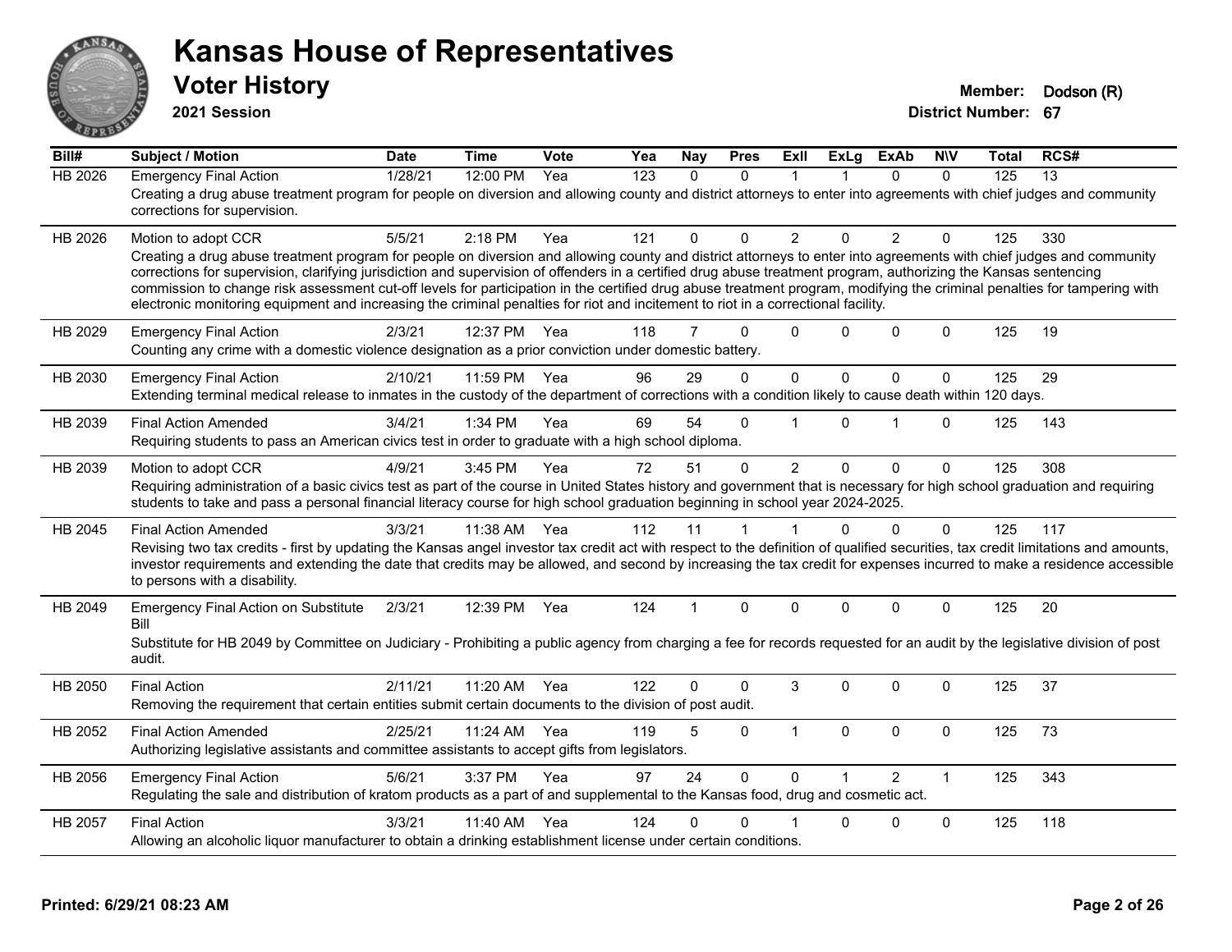# Kansas House of Representatives

## Voter History

**2021 Session**

**Member:** Dodson (R)

**District Number:** 67

| Bill# | Subject / Motion | Date | Time | Vote | Yea | Nay | Pres | ExIl | ExLg | ExAb | N\V | Total | RCS# |
|---|---|---|---|---|---|---|---|---|---|---|---|---|---|
| HB 2026 | Emergency Final Action | 1/28/21 | 12:00 PM | Yea | 123 | 0 | 0 | 1 | 1 | 0 | 0 | 125 | 13 |
| | Creating a drug abuse treatment program for people on diversion and allowing county and district attorneys to enter into agreements with chief judges and community corrections for supervision. | | | | | | | | | | | | |
| HB 2026 | Motion to adopt CCR | 5/5/21 | 2:18 PM | Yea | 121 | 0 | 0 | 2 | 0 | 2 | 0 | 125 | 330 |
| | Creating a drug abuse treatment program for people on diversion and allowing county and district attorneys to enter into agreements with chief judges and community corrections for supervision, clarifying jurisdiction and supervision of offenders in a certified drug abuse treatment program, authorizing the Kansas sentencing commission to change risk assessment cut-off levels for participation in the certified drug abuse treatment program, modifying the criminal penalties for tampering with electronic monitoring equipment and increasing the criminal penalties for riot and incitement to riot in a correctional facility. | | | | | | | | | | | | |
| HB 2029 | Emergency Final Action | 2/3/21 | 12:37 PM | Yea | 118 | 7 | 0 | 0 | 0 | 0 | 0 | 125 | 19 |
| | Counting any crime with a domestic violence designation as a prior conviction under domestic battery. | | | | | | | | | | | | |
| HB 2030 | Emergency Final Action | 2/10/21 | 11:59 PM | Yea | 96 | 29 | 0 | 0 | 0 | 0 | 0 | 125 | 29 |
| | Extending terminal medical release to inmates in the custody of the department of corrections with a condition likely to cause death within 120 days. | | | | | | | | | | | | |
| HB 2039 | Final Action Amended | 3/4/21 | 1:34 PM | Yea | 69 | 54 | 0 | 1 | 0 | 1 | 0 | 125 | 143 |
| | Requiring students to pass an American civics test in order to graduate with a high school diploma. | | | | | | | | | | | | |
| HB 2039 | Motion to adopt CCR | 4/9/21 | 3:45 PM | Yea | 72 | 51 | 0 | 2 | 0 | 0 | 0 | 125 | 308 |
| | Requiring administration of a basic civics test as part of the course in United States history and government that is necessary for high school graduation and requiring students to take and pass a personal financial literacy course for high school graduation beginning in school year 2024-2025. | | | | | | | | | | | | |
| HB 2045 | Final Action Amended | 3/3/21 | 11:38 AM | Yea | 112 | 11 | 1 | 1 | 0 | 0 | 0 | 125 | 117 |
| | Revising two tax credits - first by updating the Kansas angel investor tax credit act with respect to the definition of qualified securities, tax credit limitations and amounts, investor requirements and extending the date that credits may be allowed, and second by increasing the tax credit for expenses incurred to make a residence accessible to persons with a disability. | | | | | | | | | | | | |
| HB 2049 | Emergency Final Action on Substitute Bill | 2/3/21 | 12:39 PM | Yea | 124 | 1 | 0 | 0 | 0 | 0 | 0 | 125 | 20 |
| | Substitute for HB 2049 by Committee on Judiciary - Prohibiting a public agency from charging a fee for records requested for an audit by the legislative division of post audit. | | | | | | | | | | | | |
| HB 2050 | Final Action | 2/11/21 | 11:20 AM | Yea | 122 | 0 | 0 | 3 | 0 | 0 | 0 | 125 | 37 |
| | Removing the requirement that certain entities submit certain documents to the division of post audit. | | | | | | | | | | | | |
| HB 2052 | Final Action Amended | 2/25/21 | 11:24 AM | Yea | 119 | 5 | 0 | 1 | 0 | 0 | 0 | 125 | 73 |
| | Authorizing legislative assistants and committee assistants to accept gifts from legislators. | | | | | | | | | | | | |
| HB 2056 | Emergency Final Action | 5/6/21 | 3:37 PM | Yea | 97 | 24 | 0 | 0 | 1 | 2 | 1 | 125 | 343 |
| | Regulating the sale and distribution of kratom products as a part of and supplemental to the Kansas food, drug and cosmetic act. | | | | | | | | | | | | |
| HB 2057 | Final Action | 3/3/21 | 11:40 AM | Yea | 124 | 0 | 0 | 1 | 0 | 0 | 0 | 125 | 118 |
| | Allowing an alcoholic liquor manufacturer to obtain a drinking establishment license under certain conditions. | | | | | | | | | | | | |

**Printed: 6/29/21 08:23 AM**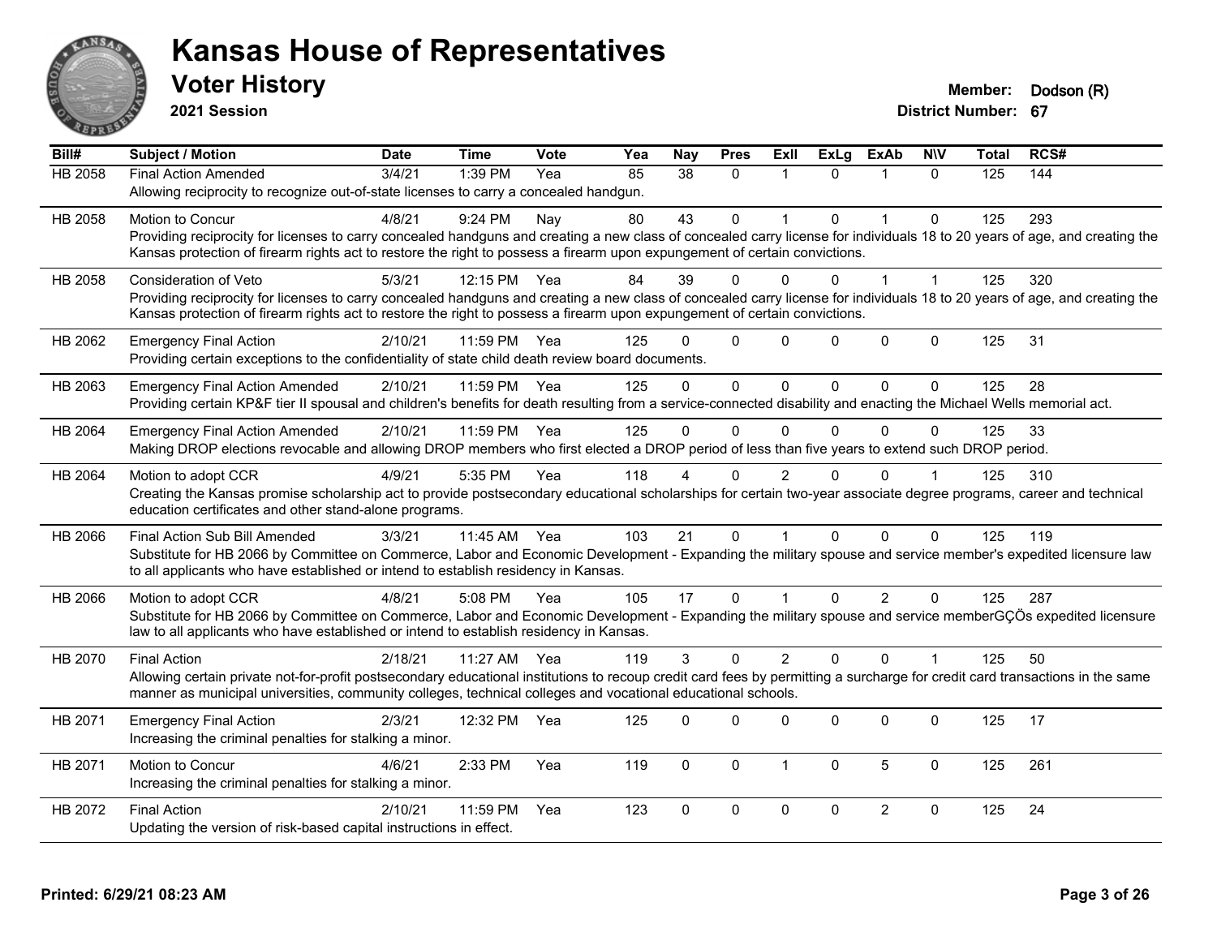# Kansas House of Representatives

## Voter History

**2021 Session**

**Member:** Dodson (R)

**District Number:** 67

| Bill# | Subject / Motion | Date | Time | Vote | Yea | Nay | Pres | ExII | ExLg | ExAb | N\V | Total | RCS# |
|---|---|---|---|---|---|---|---|---|---|---|---|---|---|
| HB 2058 | Final Action Amended | 3/4/21 | 1:39 PM | Yea | 85 | 38 | 0 | 1 | 0 | 1 | 0 | 125 | 144 |
| | Allowing reciprocity to recognize out-of-state licenses to carry a concealed handgun. | | | | | | | | | | | | |
| HB 2058 | Motion to Concur | 4/8/21 | 9:24 PM | Nay | 80 | 43 | 0 | 1 | 0 | 1 | 0 | 125 | 293 |
| | Providing reciprocity for licenses to carry concealed handguns and creating a new class of concealed carry license for individuals 18 to 20 years of age, and creating the Kansas protection of firearm rights act to restore the right to possess a firearm upon expungement of certain convictions. | | | | | | | | | | | | |
| HB 2058 | Consideration of Veto | 5/3/21 | 12:15 PM | Yea | 84 | 39 | 0 | 0 | 0 | 1 | 1 | 125 | 320 |
| | Providing reciprocity for licenses to carry concealed handguns and creating a new class of concealed carry license for individuals 18 to 20 years of age, and creating the Kansas protection of firearm rights act to restore the right to possess a firearm upon expungement of certain convictions. | | | | | | | | | | | | |
| HB 2062 | Emergency Final Action | 2/10/21 | 11:59 PM | Yea | 125 | 0 | 0 | 0 | 0 | 0 | 0 | 125 | 31 |
| | Providing certain exceptions to the confidentiality of state child death review board documents. | | | | | | | | | | | | |
| HB 2063 | Emergency Final Action Amended | 2/10/21 | 11:59 PM | Yea | 125 | 0 | 0 | 0 | 0 | 0 | 0 | 125 | 28 |
| | Providing certain KP&F tier II spousal and children's benefits for death resulting from a service-connected disability and enacting the Michael Wells memorial act. | | | | | | | | | | | | |
| HB 2064 | Emergency Final Action Amended | 2/10/21 | 11:59 PM | Yea | 125 | 0 | 0 | 0 | 0 | 0 | 0 | 125 | 33 |
| | Making DROP elections revocable and allowing DROP members who first elected a DROP period of less than five years to extend such DROP period. | | | | | | | | | | | | |
| HB 2064 | Motion to adopt CCR | 4/9/21 | 5:35 PM | Yea | 118 | 4 | 0 | 2 | 0 | 0 | 1 | 125 | 310 |
| | Creating the Kansas promise scholarship act to provide postsecondary educational scholarships for certain two-year associate degree programs, career and technical education certificates and other stand-alone programs. | | | | | | | | | | | | |
| HB 2066 | Final Action Sub Bill Amended | 3/3/21 | 11:45 AM | Yea | 103 | 21 | 0 | 1 | 0 | 0 | 0 | 125 | 119 |
| | Substitute for HB 2066 by Committee on Commerce, Labor and Economic Development - Expanding the military spouse and service member's expedited licensure law to all applicants who have established or intend to establish residency in Kansas. | | | | | | | | | | | | |
| HB 2066 | Motion to adopt CCR | 4/8/21 | 5:08 PM | Yea | 105 | 17 | 0 | 1 | 0 | 2 | 0 | 125 | 287 |
| | Substitute for HB 2066 by Committee on Commerce, Labor and Economic Development - Expanding the military spouse and service memberGÇÖs expedited licensure law to all applicants who have established or intend to establish residency in Kansas. | | | | | | | | | | | | |
| HB 2070 | Final Action | 2/18/21 | 11:27 AM | Yea | 119 | 3 | 0 | 2 | 0 | 0 | 1 | 125 | 50 |
| | Allowing certain private not-for-profit postsecondary educational institutions to recoup credit card fees by permitting a surcharge for credit card transactions in the same manner as municipal universities, community colleges, technical colleges and vocational educational schools. | | | | | | | | | | | | |
| HB 2071 | Emergency Final Action | 2/3/21 | 12:32 PM | Yea | 125 | 0 | 0 | 0 | 0 | 0 | 0 | 125 | 17 |
| | Increasing the criminal penalties for stalking a minor. | | | | | | | | | | | | |
| HB 2071 | Motion to Concur | 4/6/21 | 2:33 PM | Yea | 119 | 0 | 0 | 1 | 0 | 5 | 0 | 125 | 261 |
| | Increasing the criminal penalties for stalking a minor. | | | | | | | | | | | | |
| HB 2072 | Final Action | 2/10/21 | 11:59 PM | Yea | 123 | 0 | 0 | 0 | 0 | 2 | 0 | 125 | 24 |
| | Updating the version of risk-based capital instructions in effect. | | | | | | | | | | | | |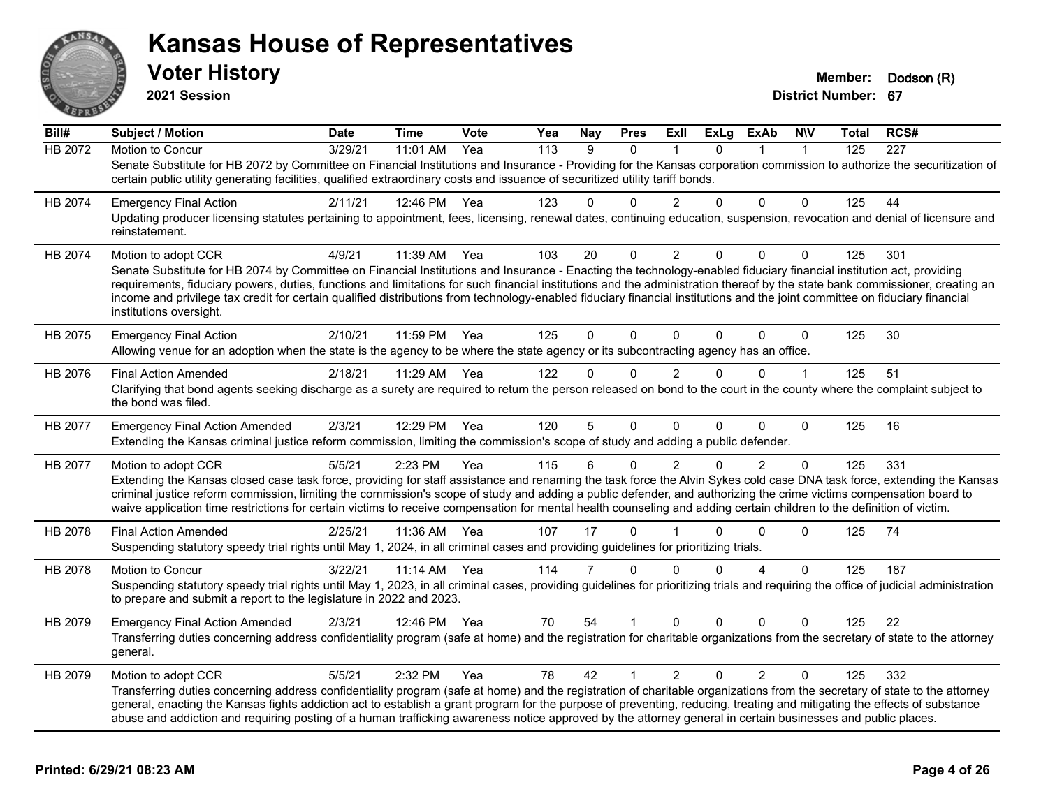# Kansas House of Representatives

## Voter History

**2021 Session**

**Member:** Dodson (R)
**District Number:** 67

| Bill# | Subject / Motion | Date | Time | Vote | Yea | Nay | Pres | ExII | ExLg | ExAb | N\V | Total | RCS# |
|---|---|---|---|---|---|---|---|---|---|---|---|---|---|
| HB 2072 | Motion to Concur | 3/29/21 | 11:01 AM | Yea | 113 | 9 | 0 | 1 | 0 | 1 | 1 | 125 | 227 |
| | Senate Substitute for HB 2072 by Committee on Financial Institutions and Insurance - Providing for the Kansas corporation commission to authorize the securitization of certain public utility generating facilities, qualified extraordinary costs and issuance of securitized utility tariff bonds. | | | | | | | | | | | | |
| HB 2074 | Emergency Final Action | 2/11/21 | 12:46 PM | Yea | 123 | 0 | 0 | 2 | 0 | 0 | 0 | 125 | 44 |
| | Updating producer licensing statutes pertaining to appointment, fees, licensing, renewal dates, continuing education, suspension, revocation and denial of licensure and reinstatement. | | | | | | | | | | | | |
| HB 2074 | Motion to adopt CCR | 4/9/21 | 11:39 AM | Yea | 103 | 20 | 0 | 2 | 0 | 0 | 0 | 125 | 301 |
| | Senate Substitute for HB 2074 by Committee on Financial Institutions and Insurance - Enacting the technology-enabled fiduciary financial institution act, providing requirements, fiduciary powers, duties, functions and limitations for such financial institutions and the administration thereof by the state bank commissioner, creating an income and privilege tax credit for certain qualified distributions from technology-enabled fiduciary financial institutions and the joint committee on fiduciary financial institutions oversight. | | | | | | | | | | | | |
| HB 2075 | Emergency Final Action | 2/10/21 | 11:59 PM | Yea | 125 | 0 | 0 | 0 | 0 | 0 | 0 | 125 | 30 |
| | Allowing venue for an adoption when the state is the agency to be where the state agency or its subcontracting agency has an office. | | | | | | | | | | | | |
| HB 2076 | Final Action Amended | 2/18/21 | 11:29 AM | Yea | 122 | 0 | 0 | 2 | 0 | 0 | 1 | 125 | 51 |
| | Clarifying that bond agents seeking discharge as a surety are required to return the person released on bond to the court in the county where the complaint subject to the bond was filed. | | | | | | | | | | | | |
| HB 2077 | Emergency Final Action Amended | 2/3/21 | 12:29 PM | Yea | 120 | 5 | 0 | 0 | 0 | 0 | 0 | 125 | 16 |
| | Extending the Kansas criminal justice reform commission, limiting the commission's scope of study and adding a public defender. | | | | | | | | | | | | |
| HB 2077 | Motion to adopt CCR | 5/5/21 | 2:23 PM | Yea | 115 | 6 | 0 | 2 | 0 | 2 | 0 | 125 | 331 |
| | Extending the Kansas closed case task force, providing for staff assistance and renaming the task force the Alvin Sykes cold case DNA task force, extending the Kansas criminal justice reform commission, limiting the commission's scope of study and adding a public defender, and authorizing the crime victims compensation board to waive application time restrictions for certain victims to receive compensation for mental health counseling and adding certain children to the definition of victim. | | | | | | | | | | | | |
| HB 2078 | Final Action Amended | 2/25/21 | 11:36 AM | Yea | 107 | 17 | 0 | 1 | 0 | 0 | 0 | 125 | 74 |
| | Suspending statutory speedy trial rights until May 1, 2024, in all criminal cases and providing guidelines for prioritizing trials. | | | | | | | | | | | | |
| HB 2078 | Motion to Concur | 3/22/21 | 11:14 AM | Yea | 114 | 7 | 0 | 0 | 0 | 4 | 0 | 125 | 187 |
| | Suspending statutory speedy trial rights until May 1, 2023, in all criminal cases, providing guidelines for prioritizing trials and requiring the office of judicial administration to prepare and submit a report to the legislature in 2022 and 2023. | | | | | | | | | | | | |
| HB 2079 | Emergency Final Action Amended | 2/3/21 | 12:46 PM | Yea | 70 | 54 | 1 | 0 | 0 | 0 | 0 | 125 | 22 |
| | Transferring duties concerning address confidentiality program (safe at home) and the registration for charitable organizations from the secretary of state to the attorney general. | | | | | | | | | | | | |
| HB 2079 | Motion to adopt CCR | 5/5/21 | 2:32 PM | Yea | 78 | 42 | 1 | 2 | 0 | 2 | 0 | 125 | 332 |
| | Transferring duties concerning address confidentiality program (safe at home) and the registration of charitable organizations from the secretary of state to the attorney general, enacting the Kansas fights addiction act to establish a grant program for the purpose of preventing, reducing, treating and mitigating the effects of substance abuse and addiction and requiring posting of a human trafficking awareness notice approved by the attorney general in certain businesses and public places. | | | | | | | | | | | | |

Printed: 6/29/21 08:23 AM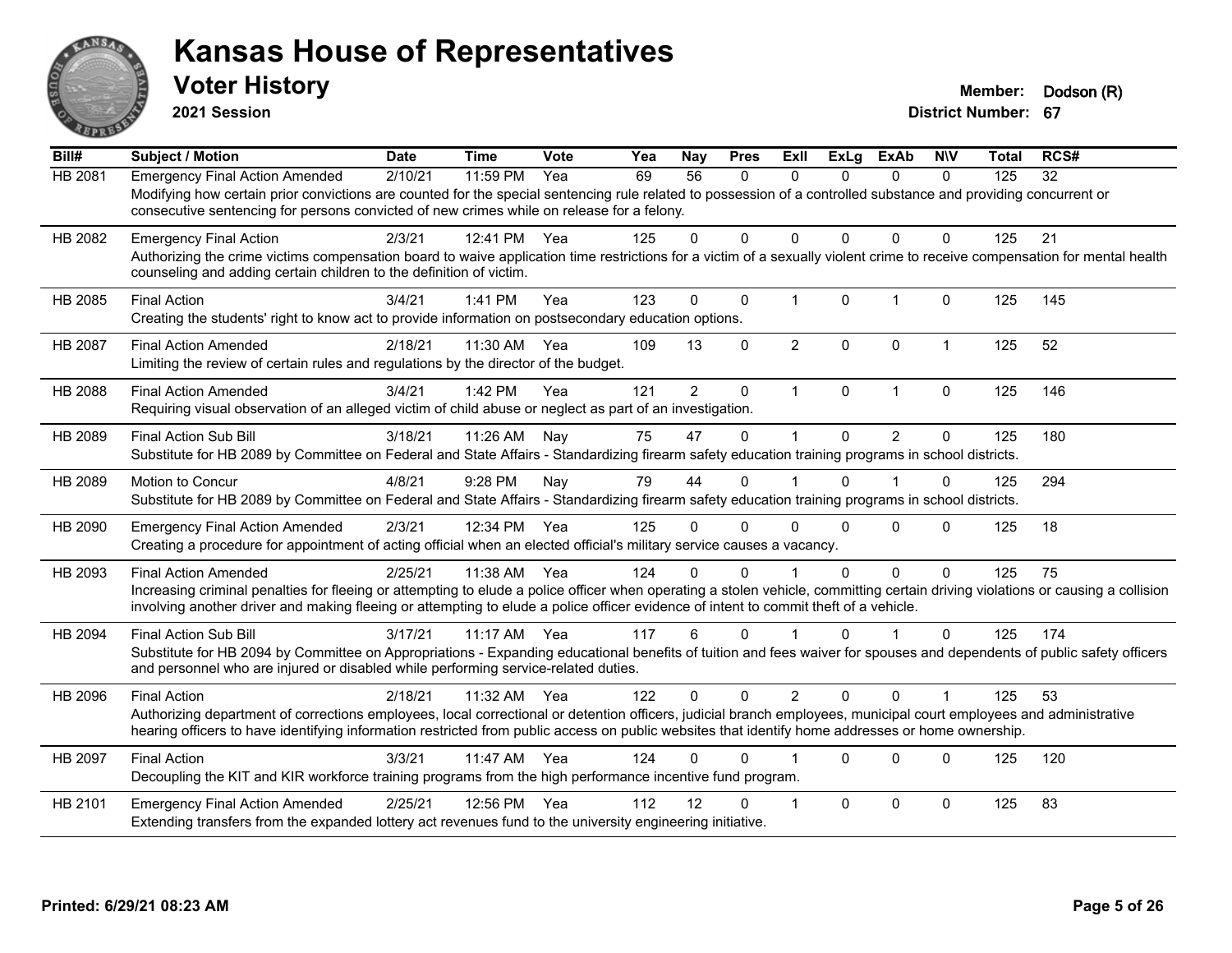# Kansas House of Representatives

## Voter History

**2021 Session**

**Member:** Dodson (R)
**District Number:** 67

| Bill# | Subject / Motion | Date | Time | Vote | Yea | Nay | Pres | ExII | ExLg | ExAb | N\V | Total | RCS# |
|---|---|---|---|---|---|---|---|---|---|---|---|---|---|
| HB 2081 | Emergency Final Action Amended | 2/10/21 | 11:59 PM | Yea | 69 | 56 | 0 | 0 | 0 | 0 | 0 | 125 | 32 |
| | Modifying how certain prior convictions are counted for the special sentencing rule related to possession of a controlled substance and providing concurrent or consecutive sentencing for persons convicted of new crimes while on release for a felony. | | | | | | | | | | | | |
| HB 2082 | Emergency Final Action | 2/3/21 | 12:41 PM | Yea | 125 | 0 | 0 | 0 | 0 | 0 | 0 | 125 | 21 |
| | Authorizing the crime victims compensation board to waive application time restrictions for a victim of a sexually violent crime to receive compensation for mental health counseling and adding certain children to the definition of victim. | | | | | | | | | | | | |
| HB 2085 | Final Action | 3/4/21 | 1:41 PM | Yea | 123 | 0 | 0 | 1 | 0 | 1 | 0 | 125 | 145 |
| | Creating the students' right to know act to provide information on postsecondary education options. | | | | | | | | | | | | |
| HB 2087 | Final Action Amended | 2/18/21 | 11:30 AM | Yea | 109 | 13 | 0 | 2 | 0 | 0 | 1 | 125 | 52 |
| | Limiting the review of certain rules and regulations by the director of the budget. | | | | | | | | | | | | |
| HB 2088 | Final Action Amended | 3/4/21 | 1:42 PM | Yea | 121 | 2 | 0 | 1 | 0 | 1 | 0 | 125 | 146 |
| | Requiring visual observation of an alleged victim of child abuse or neglect as part of an investigation. | | | | | | | | | | | | |
| HB 2089 | Final Action Sub Bill | 3/18/21 | 11:26 AM | Nay | 75 | 47 | 0 | 1 | 0 | 2 | 0 | 125 | 180 |
| | Substitute for HB 2089 by Committee on Federal and State Affairs - Standardizing firearm safety education training programs in school districts. | | | | | | | | | | | | |
| HB 2089 | Motion to Concur | 4/8/21 | 9:28 PM | Nay | 79 | 44 | 0 | 1 | 0 | 1 | 0 | 125 | 294 |
| | Substitute for HB 2089 by Committee on Federal and State Affairs - Standardizing firearm safety education training programs in school districts. | | | | | | | | | | | | |
| HB 2090 | Emergency Final Action Amended | 2/3/21 | 12:34 PM | Yea | 125 | 0 | 0 | 0 | 0 | 0 | 0 | 125 | 18 |
| | Creating a procedure for appointment of acting official when an elected official's military service causes a vacancy. | | | | | | | | | | | | |
| HB 2093 | Final Action Amended | 2/25/21 | 11:38 AM | Yea | 124 | 0 | 0 | 1 | 0 | 0 | 0 | 125 | 75 |
| | Increasing criminal penalties for fleeing or attempting to elude a police officer when operating a stolen vehicle, committing certain driving violations or causing a collision involving another driver and making fleeing or attempting to elude a police officer evidence of intent to commit theft of a vehicle. | | | | | | | | | | | | |
| HB 2094 | Final Action Sub Bill | 3/17/21 | 11:17 AM | Yea | 117 | 6 | 0 | 1 | 0 | 1 | 0 | 125 | 174 |
| | Substitute for HB 2094 by Committee on Appropriations - Expanding educational benefits of tuition and fees waiver for spouses and dependents of public safety officers and personnel who are injured or disabled while performing service-related duties. | | | | | | | | | | | | |
| HB 2096 | Final Action | 2/18/21 | 11:32 AM | Yea | 122 | 0 | 0 | 2 | 0 | 0 | 1 | 125 | 53 |
| | Authorizing department of corrections employees, local correctional or detention officers, judicial branch employees, municipal court employees and administrative hearing officers to have identifying information restricted from public access on public websites that identify home addresses or home ownership. | | | | | | | | | | | | |
| HB 2097 | Final Action | 3/3/21 | 11:47 AM | Yea | 124 | 0 | 0 | 1 | 0 | 0 | 0 | 125 | 120 |
| | Decoupling the KIT and KIR workforce training programs from the high performance incentive fund program. | | | | | | | | | | | | |
| HB 2101 | Emergency Final Action Amended | 2/25/21 | 12:56 PM | Yea | 112 | 12 | 0 | 1 | 0 | 0 | 0 | 125 | 83 |
| | Extending transfers from the expanded lottery act revenues fund to the university engineering initiative. | | | | | | | | | | | | |

**Printed: 6/29/21 08:23 AM**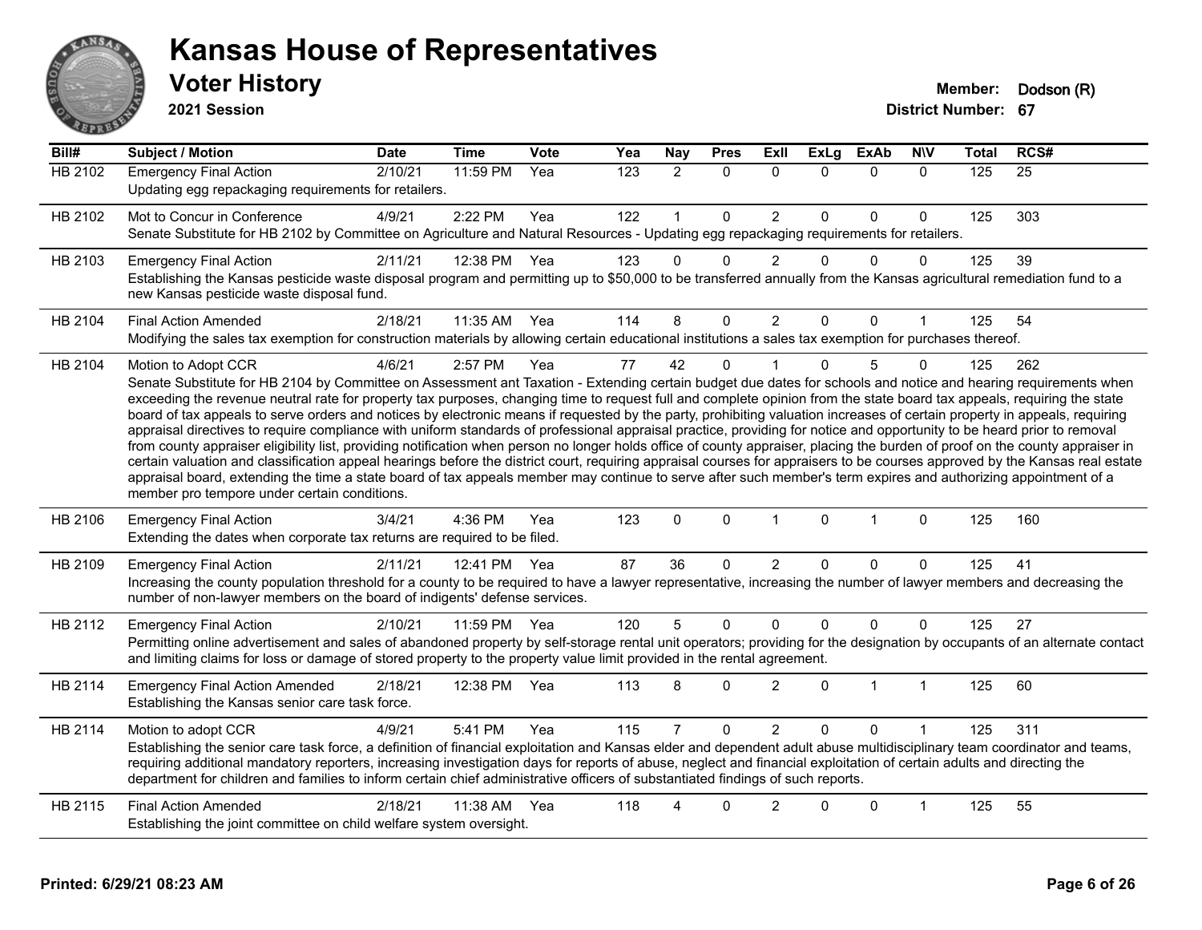# Kansas House of Representatives

## Voter History

**2021 Session**

**Member:** Dodson (R)
**District Number:** 67

| Bill# | Subject / Motion | Date | Time | Vote | Yea | Nay | Pres | ExII | ExLg | ExAb | N\V | Total | RCS# |
|---|---|---|---|---|---|---|---|---|---|---|---|---|---|
| HB 2102 | Emergency Final Action | 2/10/21 | 11:59 PM | Yea | 123 | 2 | 0 | 0 | 0 | 0 | 0 | 125 | 25 |
| | Updating egg repackaging requirements for retailers. | | | | | | | | | | | | |
| HB 2102 | Mot to Concur in Conference | 4/9/21 | 2:22 PM | Yea | 122 | 1 | 0 | 2 | 0 | 0 | 0 | 125 | 303 |
| | Senate Substitute for HB 2102 by Committee on Agriculture and Natural Resources - Updating egg repackaging requirements for retailers. | | | | | | | | | | | | |
| HB 2103 | Emergency Final Action | 2/11/21 | 12:38 PM | Yea | 123 | 0 | 0 | 2 | 0 | 0 | 0 | 125 | 39 |
| | Establishing the Kansas pesticide waste disposal program and permitting up to $50,000 to be transferred annually from the Kansas agricultural remediation fund to a new Kansas pesticide waste disposal fund. | | | | | | | | | | | | |
| HB 2104 | Final Action Amended | 2/18/21 | 11:35 AM | Yea | 114 | 8 | 0 | 2 | 0 | 0 | 1 | 125 | 54 |
| | Modifying the sales tax exemption for construction materials by allowing certain educational institutions a sales tax exemption for purchases thereof. | | | | | | | | | | | | |
| HB 2104 | Motion to Adopt CCR | 4/6/21 | 2:57 PM | Yea | 77 | 42 | 0 | 1 | 0 | 5 | 0 | 125 | 262 |
| | Senate Substitute for HB 2104 by Committee on Assessment ant Taxation - Extending certain budget due dates for schools and notice and hearing requirements when exceeding the revenue neutral rate for property tax purposes, changing time to request full and complete opinion from the state board tax appeals, requiring the state board of tax appeals to serve orders and notices by electronic means if requested by the party, prohibiting valuation increases of certain property in appeals, requiring appraisal directives to require compliance with uniform standards of professional appraisal practice, providing for notice and opportunity to be heard prior to removal from county appraiser eligibility list, providing notification when person no longer holds office of county appraiser, placing the burden of proof on the county appraiser in certain valuation and classification appeal hearings before the district court, requiring appraisal courses for appraisers to be courses approved by the Kansas real estate appraisal board, extending the time a state board of tax appeals member may continue to serve after such member's term expires and authorizing appointment of a member pro tempore under certain conditions. | | | | | | | | | | | | |
| HB 2106 | Emergency Final Action | 3/4/21 | 4:36 PM | Yea | 123 | 0 | 0 | 1 | 0 | 1 | 0 | 125 | 160 |
| | Extending the dates when corporate tax returns are required to be filed. | | | | | | | | | | | | |
| HB 2109 | Emergency Final Action | 2/11/21 | 12:41 PM | Yea | 87 | 36 | 0 | 2 | 0 | 0 | 0 | 125 | 41 |
| | Increasing the county population threshold for a county to be required to have a lawyer representative, increasing the number of lawyer members and decreasing the number of non-lawyer members on the board of indigents' defense services. | | | | | | | | | | | | |
| HB 2112 | Emergency Final Action | 2/10/21 | 11:59 PM | Yea | 120 | 5 | 0 | 0 | 0 | 0 | 0 | 125 | 27 |
| | Permitting online advertisement and sales of abandoned property by self-storage rental unit operators; providing for the designation by occupants of an alternate contact and limiting claims for loss or damage of stored property to the property value limit provided in the rental agreement. | | | | | | | | | | | | |
| HB 2114 | Emergency Final Action Amended | 2/18/21 | 12:38 PM | Yea | 113 | 8 | 0 | 2 | 0 | 1 | 1 | 125 | 60 |
| | Establishing the Kansas senior care task force. | | | | | | | | | | | | |
| HB 2114 | Motion to adopt CCR | 4/9/21 | 5:41 PM | Yea | 115 | 7 | 0 | 2 | 0 | 0 | 1 | 125 | 311 |
| | Establishing the senior care task force, a definition of financial exploitation and Kansas elder and dependent adult abuse multidisciplinary team coordinator and teams, requiring additional mandatory reporters, increasing investigation days for reports of abuse, neglect and financial exploitation of certain adults and directing the department for children and families to inform certain chief administrative officers of substantiated findings of such reports. | | | | | | | | | | | | |
| HB 2115 | Final Action Amended | 2/18/21 | 11:38 AM | Yea | 118 | 4 | 0 | 2 | 0 | 0 | 1 | 125 | 55 |
| | Establishing the joint committee on child welfare system oversight. | | | | | | | | | | | | |

Printed: 6/29/21 08:23 AM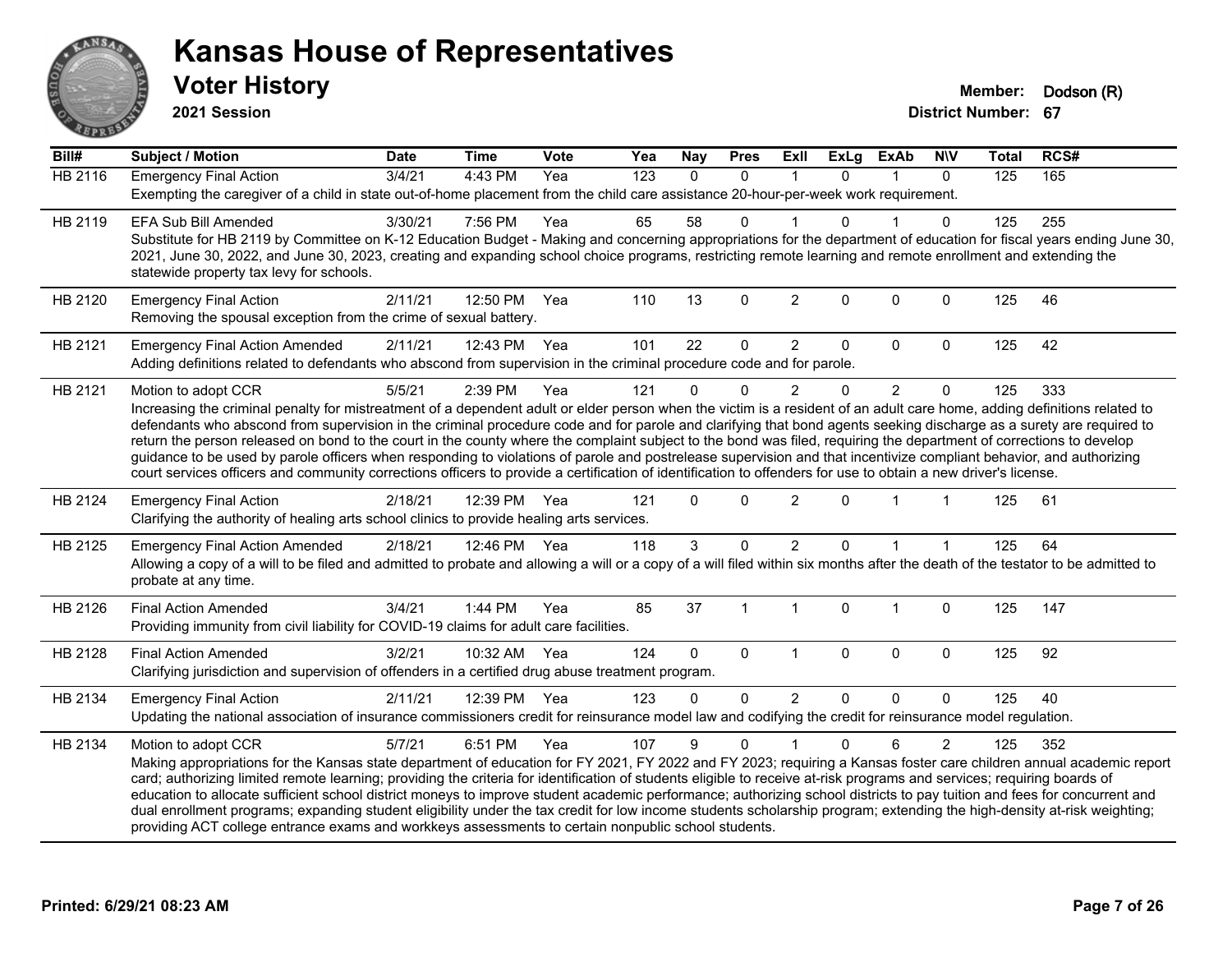# Kansas House of Representatives

## Voter History

**2021 Session**

**Member:** Dodson (R)
**District Number:** 67

| Bill# | Subject / Motion | Date | Time | Vote | Yea | Nay | Pres | ExII | ExLg | ExAb | N\V | Total | RCS# |
|---|---|---|---|---|---|---|---|---|---|---|---|---|---|
| HB 2116 | Emergency Final Action | 3/4/21 | 4:43 PM | Yea | 123 | 0 | 0 | 1 | 0 | 1 | 0 | 125 | 165 |
| | Exempting the caregiver of a child in state out-of-home placement from the child care assistance 20-hour-per-week work requirement. | | | | | | | | | | | | |
| HB 2119 | EFA Sub Bill Amended | 3/30/21 | 7:56 PM | Yea | 65 | 58 | 0 | 1 | 0 | 1 | 0 | 125 | 255 |
| | Substitute for HB 2119 by Committee on K-12 Education Budget - Making and concerning appropriations for the department of education for fiscal years ending June 30, 2021, June 30, 2022, and June 30, 2023, creating and expanding school choice programs, restricting remote learning and remote enrollment and extending the statewide property tax levy for schools. | | | | | | | | | | | | |
| HB 2120 | Emergency Final Action | 2/11/21 | 12:50 PM | Yea | 110 | 13 | 0 | 2 | 0 | 0 | 0 | 125 | 46 |
| | Removing the spousal exception from the crime of sexual battery. | | | | | | | | | | | | |
| HB 2121 | Emergency Final Action Amended | 2/11/21 | 12:43 PM | Yea | 101 | 22 | 0 | 2 | 0 | 0 | 0 | 125 | 42 |
| | Adding definitions related to defendants who abscond from supervision in the criminal procedure code and for parole. | | | | | | | | | | | | |
| HB 2121 | Motion to adopt CCR | 5/5/21 | 2:39 PM | Yea | 121 | 0 | 0 | 2 | 0 | 2 | 0 | 125 | 333 |
| | Increasing the criminal penalty for mistreatment of a dependent adult or elder person when the victim is a resident of an adult care home, adding definitions related to defendants who abscond from supervision in the criminal procedure code and for parole and clarifying that bond agents seeking discharge as a surety are required to return the person released on bond to the court in the county where the complaint subject to the bond was filed, requiring the department of corrections to develop guidance to be used by parole officers when responding to violations of parole and postrelease supervision and that incentivize compliant behavior, and authorizing court services officers and community corrections officers to provide a certification of identification to offenders for use to obtain a new driver's license. | | | | | | | | | | | | |
| HB 2124 | Emergency Final Action | 2/18/21 | 12:39 PM | Yea | 121 | 0 | 0 | 2 | 0 | 1 | 1 | 125 | 61 |
| | Clarifying the authority of healing arts school clinics to provide healing arts services. | | | | | | | | | | | | |
| HB 2125 | Emergency Final Action Amended | 2/18/21 | 12:46 PM | Yea | 118 | 3 | 0 | 2 | 0 | 1 | 1 | 125 | 64 |
| | Allowing a copy of a will to be filed and admitted to probate and allowing a will or a copy of a will filed within six months after the death of the testator to be admitted to probate at any time. | | | | | | | | | | | | |
| HB 2126 | Final Action Amended | 3/4/21 | 1:44 PM | Yea | 85 | 37 | 1 | 1 | 0 | 1 | 0 | 125 | 147 |
| | Providing immunity from civil liability for COVID-19 claims for adult care facilities. | | | | | | | | | | | | |
| HB 2128 | Final Action Amended | 3/2/21 | 10:32 AM | Yea | 124 | 0 | 0 | 1 | 0 | 0 | 0 | 125 | 92 |
| | Clarifying jurisdiction and supervision of offenders in a certified drug abuse treatment program. | | | | | | | | | | | | |
| HB 2134 | Emergency Final Action | 2/11/21 | 12:39 PM | Yea | 123 | 0 | 0 | 2 | 0 | 0 | 0 | 125 | 40 |
| | Updating the national association of insurance commissioners credit for reinsurance model law and codifying the credit for reinsurance model regulation. | | | | | | | | | | | | |
| HB 2134 | Motion to adopt CCR | 5/7/21 | 6:51 PM | Yea | 107 | 9 | 0 | 1 | 0 | 6 | 2 | 125 | 352 |
| | Making appropriations for the Kansas state department of education for FY 2021, FY 2022 and FY 2023; requiring a Kansas foster care children annual academic report card; authorizing limited remote learning; providing the criteria for identification of students eligible to receive at-risk programs and services; requiring boards of education to allocate sufficient school district moneys to improve student academic performance; authorizing school districts to pay tuition and fees for concurrent and dual enrollment programs; expanding student eligibility under the tax credit for low income students scholarship program; extending the high-density at-risk weighting; providing ACT college entrance exams and workkeys assessments to certain nonpublic school students. | | | | | | | | | | | | |

**Printed: 6/29/21 08:23 AM**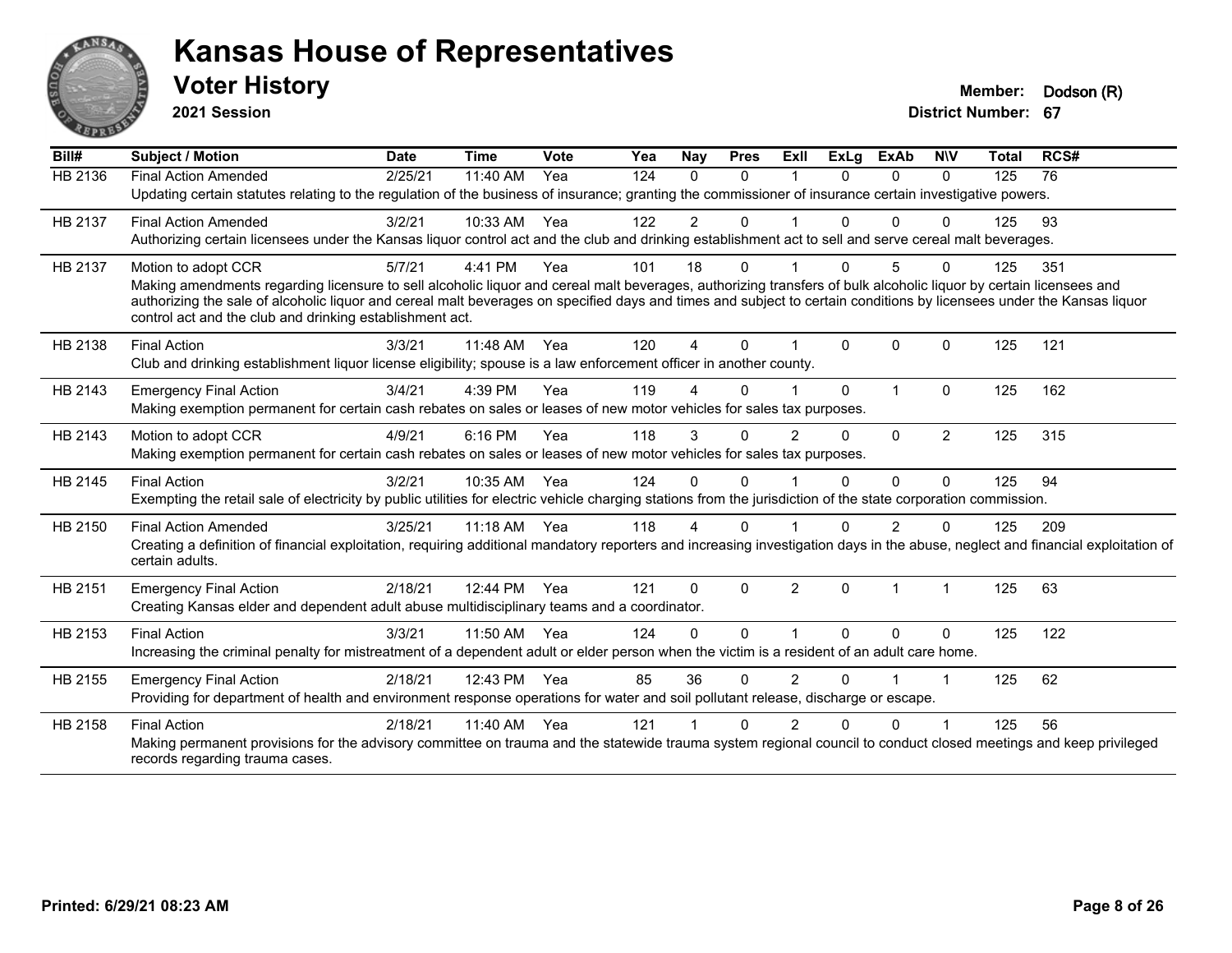# Kansas House of Representatives

## Voter History

**2021 Session**

**Member:** Dodson (R)
**District Number:** 67

| Bill# | Subject / Motion | Date | Time | Vote | Yea | Nay | Pres | ExII | ExLg | ExAb | N\V | Total | RCS# |
|---|---|---|---|---|---|---|---|---|---|---|---|---|---|
| HB 2136 | Final Action Amended | 2/25/21 | 11:40 AM | Yea | 124 | 0 | 0 | 1 | 0 | 0 | 0 | 125 | 76 |
| | Updating certain statutes relating to the regulation of the business of insurance; granting the commissioner of insurance certain investigative powers. | | | | | | | | | | | | |
| HB 2137 | Final Action Amended | 3/2/21 | 10:33 AM | Yea | 122 | 2 | 0 | 1 | 0 | 0 | 0 | 125 | 93 |
| | Authorizing certain licensees under the Kansas liquor control act and the club and drinking establishment act to sell and serve cereal malt beverages. | | | | | | | | | | | | |
| HB 2137 | Motion to adopt CCR | 5/7/21 | 4:41 PM | Yea | 101 | 18 | 0 | 1 | 0 | 5 | 0 | 125 | 351 |
| | Making amendments regarding licensure to sell alcoholic liquor and cereal malt beverages, authorizing transfers of bulk alcoholic liquor by certain licensees and authorizing the sale of alcoholic liquor and cereal malt beverages on specified days and times and subject to certain conditions by licensees under the Kansas liquor control act and the club and drinking establishment act. | | | | | | | | | | | | |
| HB 2138 | Final Action | 3/3/21 | 11:48 AM | Yea | 120 | 4 | 0 | 1 | 0 | 0 | 0 | 125 | 121 |
| | Club and drinking establishment liquor license eligibility; spouse is a law enforcement officer in another county. | | | | | | | | | | | | |
| HB 2143 | Emergency Final Action | 3/4/21 | 4:39 PM | Yea | 119 | 4 | 0 | 1 | 0 | 1 | 0 | 125 | 162 |
| | Making exemption permanent for certain cash rebates on sales or leases of new motor vehicles for sales tax purposes. | | | | | | | | | | | | |
| HB 2143 | Motion to adopt CCR | 4/9/21 | 6:16 PM | Yea | 118 | 3 | 0 | 2 | 0 | 0 | 2 | 125 | 315 |
| | Making exemption permanent for certain cash rebates on sales or leases of new motor vehicles for sales tax purposes. | | | | | | | | | | | | |
| HB 2145 | Final Action | 3/2/21 | 10:35 AM | Yea | 124 | 0 | 0 | 1 | 0 | 0 | 0 | 125 | 94 |
| | Exempting the retail sale of electricity by public utilities for electric vehicle charging stations from the jurisdiction of the state corporation commission. | | | | | | | | | | | | |
| HB 2150 | Final Action Amended | 3/25/21 | 11:18 AM | Yea | 118 | 4 | 0 | 1 | 0 | 2 | 0 | 125 | 209 |
| | Creating a definition of financial exploitation, requiring additional mandatory reporters and increasing investigation days in the abuse, neglect and financial exploitation of certain adults. | | | | | | | | | | | | |
| HB 2151 | Emergency Final Action | 2/18/21 | 12:44 PM | Yea | 121 | 0 | 0 | 2 | 0 | 1 | 1 | 125 | 63 |
| | Creating Kansas elder and dependent adult abuse multidisciplinary teams and a coordinator. | | | | | | | | | | | | |
| HB 2153 | Final Action | 3/3/21 | 11:50 AM | Yea | 124 | 0 | 0 | 1 | 0 | 0 | 0 | 125 | 122 |
| | Increasing the criminal penalty for mistreatment of a dependent adult or elder person when the victim is a resident of an adult care home. | | | | | | | | | | | | |
| HB 2155 | Emergency Final Action | 2/18/21 | 12:43 PM | Yea | 85 | 36 | 0 | 2 | 0 | 1 | 1 | 125 | 62 |
| | Providing for department of health and environment response operations for water and soil pollutant release, discharge or escape. | | | | | | | | | | | | |
| HB 2158 | Final Action | 2/18/21 | 11:40 AM | Yea | 121 | 1 | 0 | 2 | 0 | 0 | 1 | 125 | 56 |
| | Making permanent provisions for the advisory committee on trauma and the statewide trauma system regional council to conduct closed meetings and keep privileged records regarding trauma cases. | | | | | | | | | | | | |

**Printed: 6/29/21 08:23 AM**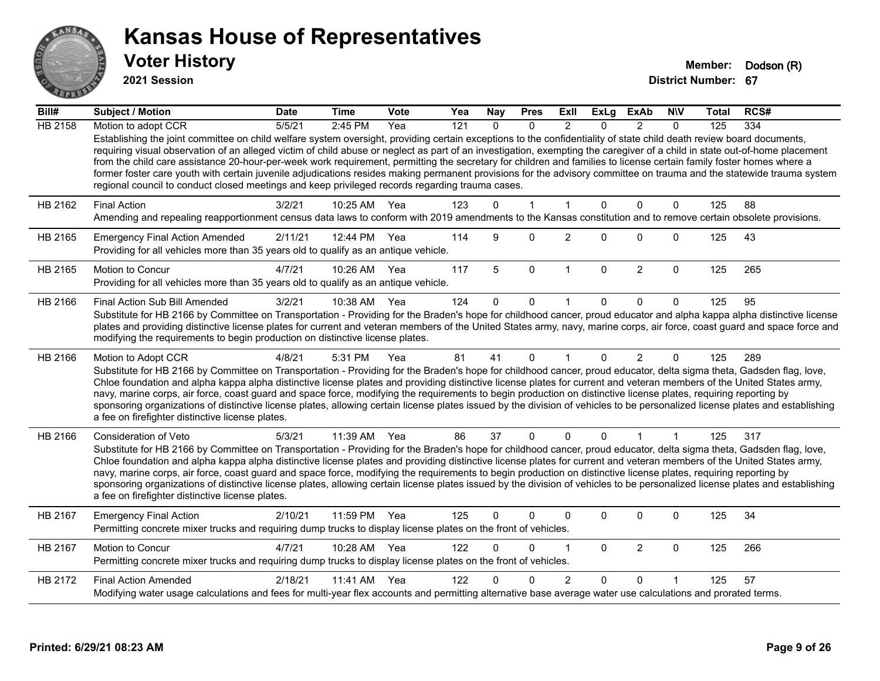# Kansas House of Representatives

## Voter History

**2021 Session**

**Member:** Dodson (R)
**District Number:** 67

| Bill# | Subject / Motion | Date | Time | Vote | Yea | Nay | Pres | ExII | ExLg | ExAb | N\V | Total | RCS# |
|---|---|---|---|---|---|---|---|---|---|---|---|---|---|
| HB 2158 | Motion to adopt CCR | 5/5/21 | 2:45 PM | Yea | 121 | 0 | 0 | 2 | 0 | 2 | 0 | 125 | 334 |
| | Establishing the joint committee on child welfare system oversight, providing certain exceptions to the confidentiality of state child death review board documents, requiring visual observation of an alleged victim of child abuse or neglect as part of an investigation, exempting the caregiver of a child in state out-of-home placement from the child care assistance 20-hour-per-week work requirement, permitting the secretary for children and families to license certain family foster homes where a former foster care youth with certain juvenile adjudications resides making permanent provisions for the advisory committee on trauma and the statewide trauma system regional council to conduct closed meetings and keep privileged records regarding trauma cases. | | | | | | | | | | | | |
| HB 2162 | Final Action | 3/2/21 | 10:25 AM | Yea | 123 | 0 | 1 | 1 | 0 | 0 | 0 | 125 | 88 |
| | Amending and repealing reapportionment census data laws to conform with 2019 amendments to the Kansas constitution and to remove certain obsolete provisions. | | | | | | | | | | | | |
| HB 2165 | Emergency Final Action Amended | 2/11/21 | 12:44 PM | Yea | 114 | 9 | 0 | 2 | 0 | 0 | 0 | 125 | 43 |
| | Providing for all vehicles more than 35 years old to qualify as an antique vehicle. | | | | | | | | | | | | |
| HB 2165 | Motion to Concur | 4/7/21 | 10:26 AM | Yea | 117 | 5 | 0 | 1 | 0 | 2 | 0 | 125 | 265 |
| | Providing for all vehicles more than 35 years old to qualify as an antique vehicle. | | | | | | | | | | | | |
| HB 2166 | Final Action Sub Bill Amended | 3/2/21 | 10:38 AM | Yea | 124 | 0 | 0 | 1 | 0 | 0 | 0 | 125 | 95 |
| | Substitute for HB 2166 by Committee on Transportation - Providing for the Braden's hope for childhood cancer, proud educator and alpha kappa alpha distinctive license plates and providing distinctive license plates for current and veteran members of the United States army, navy, marine corps, air force, coast guard and space force and modifying the requirements to begin production on distinctive license plates. | | | | | | | | | | | | |
| HB 2166 | Motion to Adopt CCR | 4/8/21 | 5:31 PM | Yea | 81 | 41 | 0 | 1 | 0 | 2 | 0 | 125 | 289 |
| | Substitute for HB 2166 by Committee on Transportation - Providing for the Braden's hope for childhood cancer, proud educator, delta sigma theta, Gadsden flag, love, Chloe foundation and alpha kappa alpha distinctive license plates and providing distinctive license plates for current and veteran members of the United States army, navy, marine corps, air force, coast guard and space force, modifying the requirements to begin production on distinctive license plates, requiring reporting by sponsoring organizations of distinctive license plates, allowing certain license plates issued by the division of vehicles to be personalized license plates and establishing a fee on firefighter distinctive license plates. | | | | | | | | | | | | |
| HB 2166 | Consideration of Veto | 5/3/21 | 11:39 AM | Yea | 86 | 37 | 0 | 0 | 0 | 1 | 1 | 125 | 317 |
| | Substitute for HB 2166 by Committee on Transportation - Providing for the Braden's hope for childhood cancer, proud educator, delta sigma theta, Gadsden flag, love, Chloe foundation and alpha kappa alpha distinctive license plates and providing distinctive license plates for current and veteran members of the United States army, navy, marine corps, air force, coast guard and space force, modifying the requirements to begin production on distinctive license plates, requiring reporting by sponsoring organizations of distinctive license plates, allowing certain license plates issued by the division of vehicles to be personalized license plates and establishing a fee on firefighter distinctive license plates. | | | | | | | | | | | | |
| HB 2167 | Emergency Final Action | 2/10/21 | 11:59 PM | Yea | 125 | 0 | 0 | 0 | 0 | 0 | 0 | 125 | 34 |
| | Permitting concrete mixer trucks and requiring dump trucks to display license plates on the front of vehicles. | | | | | | | | | | | | |
| HB 2167 | Motion to Concur | 4/7/21 | 10:28 AM | Yea | 122 | 0 | 0 | 1 | 0 | 2 | 0 | 125 | 266 |
| | Permitting concrete mixer trucks and requiring dump trucks to display license plates on the front of vehicles. | | | | | | | | | | | | |
| HB 2172 | Final Action Amended | 2/18/21 | 11:41 AM | Yea | 122 | 0 | 0 | 2 | 0 | 0 | 1 | 125 | 57 |
| | Modifying water usage calculations and fees for multi-year flex accounts and permitting alternative base average water use calculations and prorated terms. | | | | | | | | | | | | |

**Printed: 6/29/21 08:23 AM**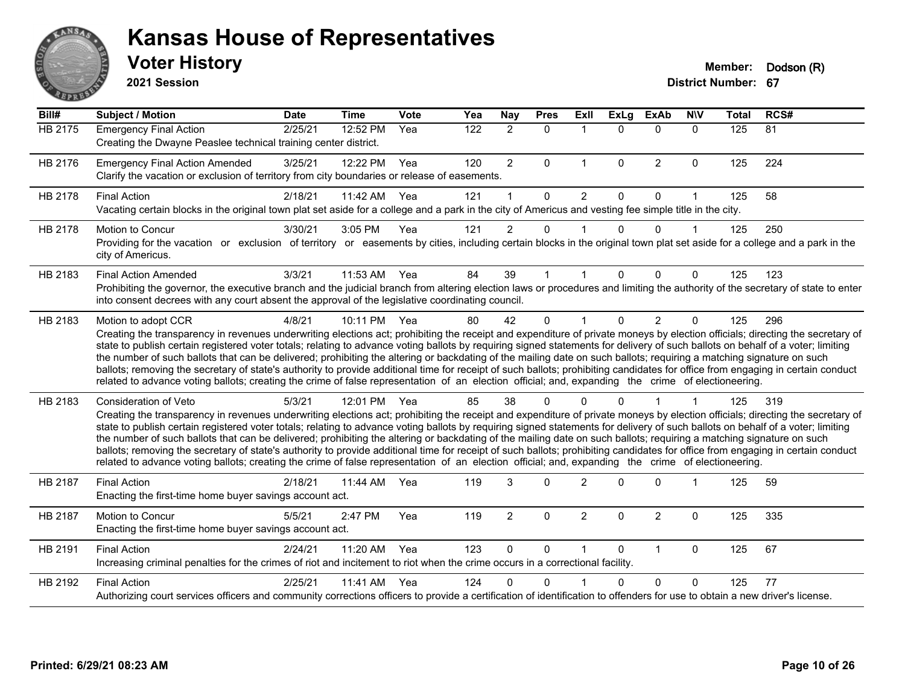# Kansas House of Representatives

## Voter History

**2021 Session**

**Member:** Dodson (R)
**District Number:** 67

| Bill# | Subject / Motion | Date | Time | Vote | Yea | Nay | Pres | ExII | ExLg | ExAb | N\V | Total | RCS# |
|---|---|---|---|---|---|---|---|---|---|---|---|---|---|
| HB 2175 | Emergency Final Action | 2/25/21 | 12:52 PM | Yea | 122 | 2 | 0 | 1 | 0 | 0 | 0 | 125 | 81 |
| | Creating the Dwayne Peaslee technical training center district. | | | | | | | | | | | | |
| HB 2176 | Emergency Final Action Amended | 3/25/21 | 12:22 PM | Yea | 120 | 2 | 0 | 1 | 0 | 2 | 0 | 125 | 224 |
| | Clarify the vacation or exclusion of territory from city boundaries or release of easements. | | | | | | | | | | | | |
| HB 2178 | Final Action | 2/18/21 | 11:42 AM | Yea | 121 | 1 | 0 | 2 | 0 | 0 | 1 | 125 | 58 |
| | Vacating certain blocks in the original town plat set aside for a college and a park in the city of Americus and vesting fee simple title in the city. | | | | | | | | | | | | |
| HB 2178 | Motion to Concur | 3/30/21 | 3:05 PM | Yea | 121 | 2 | 0 | 1 | 0 | 0 | 1 | 125 | 250 |
| | Providing for the vacation or exclusion of territory or easements by cities, including certain blocks in the original town plat set aside for a college and a park in the city of Americus. | | | | | | | | | | | | |
| HB 2183 | Final Action Amended | 3/3/21 | 11:53 AM | Yea | 84 | 39 | 1 | 1 | 0 | 0 | 0 | 125 | 123 |
| | Prohibiting the governor, the executive branch and the judicial branch from altering election laws or procedures and limiting the authority of the secretary of state to enter into consent decrees with any court absent the approval of the legislative coordinating council. | | | | | | | | | | | | |
| HB 2183 | Motion to adopt CCR | 4/8/21 | 10:11 PM | Yea | 80 | 42 | 0 | 1 | 0 | 2 | 0 | 125 | 296 |
| | Creating the transparency in revenues underwriting elections act; prohibiting the receipt and expenditure of private moneys by election officials; directing the secretary of state to publish certain registered voter totals; relating to advance voting ballots by requiring signed statements for delivery of such ballots on behalf of a voter; limiting the number of such ballots that can be delivered; prohibiting the altering or backdating of the mailing date on such ballots; requiring a matching signature on such ballots; removing the secretary of state's authority to provide additional time for receipt of such ballots; prohibiting candidates for office from engaging in certain conduct related to advance voting ballots; creating the crime of false representation of an election official; and, expanding the crime of electioneering. | | | | | | | | | | | | |
| HB 2183 | Consideration of Veto | 5/3/21 | 12:01 PM | Yea | 85 | 38 | 0 | 0 | 0 | 1 | 1 | 125 | 319 |
| | Creating the transparency in revenues underwriting elections act; prohibiting the receipt and expenditure of private moneys by election officials; directing the secretary of state to publish certain registered voter totals; relating to advance voting ballots by requiring signed statements for delivery of such ballots on behalf of a voter; limiting the number of such ballots that can be delivered; prohibiting the altering or backdating of the mailing date on such ballots; requiring a matching signature on such ballots; removing the secretary of state's authority to provide additional time for receipt of such ballots; prohibiting candidates for office from engaging in certain conduct related to advance voting ballots; creating the crime of false representation of an election official; and, expanding the crime of electioneering. | | | | | | | | | | | | |
| HB 2187 | Final Action | 2/18/21 | 11:44 AM | Yea | 119 | 3 | 0 | 2 | 0 | 0 | 1 | 125 | 59 |
| | Enacting the first-time home buyer savings account act. | | | | | | | | | | | | |
| HB 2187 | Motion to Concur | 5/5/21 | 2:47 PM | Yea | 119 | 2 | 0 | 2 | 0 | 2 | 0 | 125 | 335 |
| | Enacting the first-time home buyer savings account act. | | | | | | | | | | | | |
| HB 2191 | Final Action | 2/24/21 | 11:20 AM | Yea | 123 | 0 | 0 | 1 | 0 | 1 | 0 | 125 | 67 |
| | Increasing criminal penalties for the crimes of riot and incitement to riot when the crime occurs in a correctional facility. | | | | | | | | | | | | |
| HB 2192 | Final Action | 2/25/21 | 11:41 AM | Yea | 124 | 0 | 0 | 1 | 0 | 0 | 0 | 125 | 77 |
| | Authorizing court services officers and community corrections officers to provide a certification of identification to offenders for use to obtain a new driver's license. | | | | | | | | | | | | |

**Printed: 6/29/21 08:23 AM**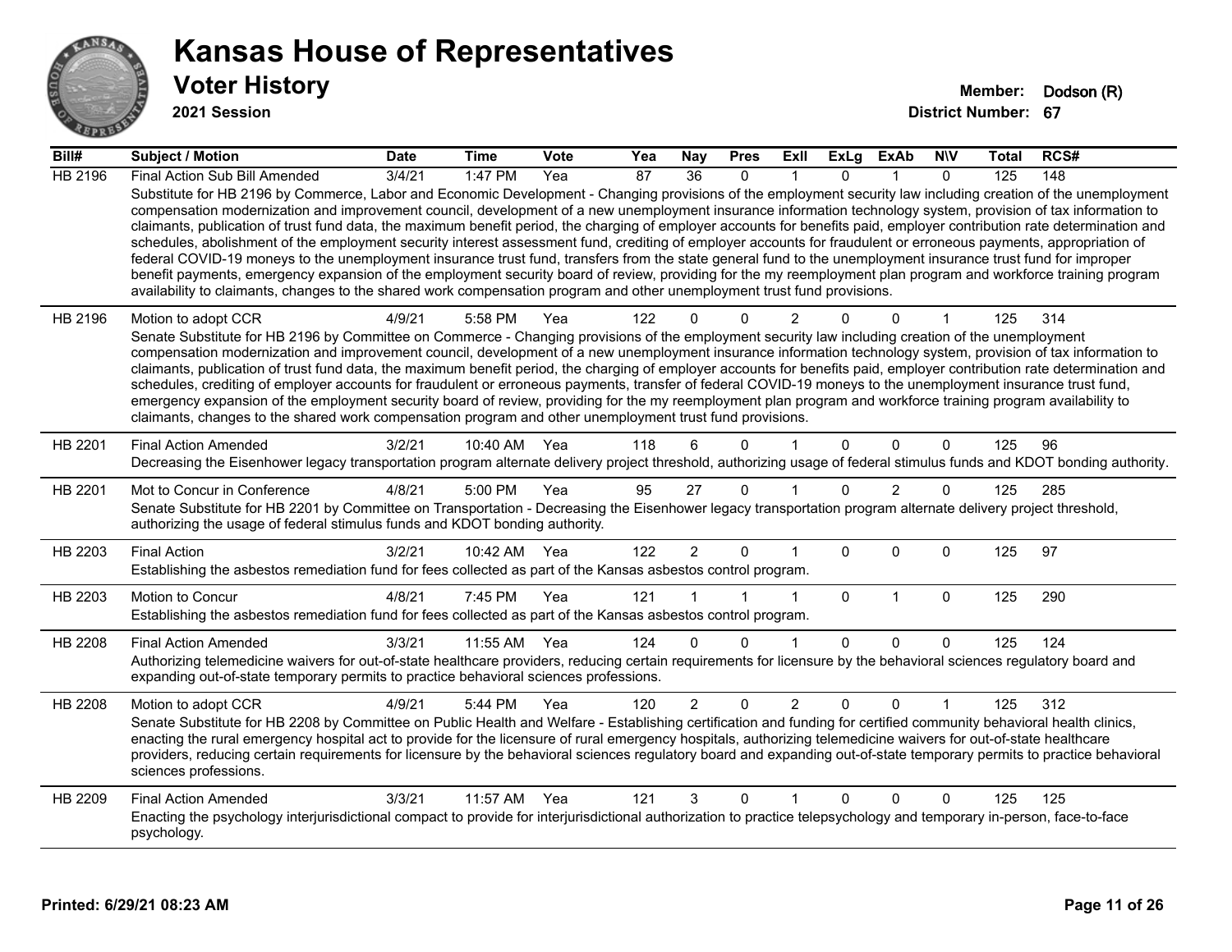# Kansas House of Representatives

## Voter History

**2021 Session**

**Member:** Dodson (R)
**District Number:** 67

| Bill# | Subject / Motion | Date | Time | Vote | Yea | Nay | Pres | ExII | ExLg | ExAb | N\V | Total | RCS# |
|---|---|---|---|---|---|---|---|---|---|---|---|---|---|
| HB 2196 | Final Action Sub Bill Amended | 3/4/21 | 1:47 PM | Yea | 87 | 36 | 0 | 1 | 0 | 1 | 0 | 125 | 148 |
| | Substitute for HB 2196 by Commerce, Labor and Economic Development - Changing provisions of the employment security law including creation of the unemployment compensation modernization and improvement council, development of a new unemployment insurance information technology system, provision of tax information to claimants, publication of trust fund data, the maximum benefit period, the charging of employer accounts for benefits paid, employer contribution rate determination and schedules, abolishment of the employment security interest assessment fund, crediting of employer accounts for fraudulent or erroneous payments, appropriation of federal COVID-19 moneys to the unemployment insurance trust fund, transfers from the state general fund to the unemployment insurance trust fund for improper benefit payments, emergency expansion of the employment security board of review, providing for the my reemployment plan program and workforce training program availability to claimants, changes to the shared work compensation program and other unemployment trust fund provisions. | | | | | | | | | | | | |
| HB 2196 | Motion to adopt CCR | 4/9/21 | 5:58 PM | Yea | 122 | 0 | 0 | 2 | 0 | 0 | 1 | 125 | 314 |
| | Senate Substitute for HB 2196 by Committee on Commerce - Changing provisions of the employment security law including creation of the unemployment compensation modernization and improvement council, development of a new unemployment insurance information technology system, provision of tax information to claimants, publication of trust fund data, the maximum benefit period, the charging of employer accounts for benefits paid, employer contribution rate determination and schedules, crediting of employer accounts for fraudulent or erroneous payments, transfer of federal COVID-19 moneys to the unemployment insurance trust fund, emergency expansion of the employment security board of review, providing for the my reemployment plan program and workforce training program availability to claimants, changes to the shared work compensation program and other unemployment trust fund provisions. | | | | | | | | | | | | |
| HB 2201 | Final Action Amended | 3/2/21 | 10:40 AM | Yea | 118 | 6 | 0 | 1 | 0 | 0 | 0 | 125 | 96 |
| | Decreasing the Eisenhower legacy transportation program alternate delivery project threshold, authorizing usage of federal stimulus funds and KDOT bonding authority. | | | | | | | | | | | | |
| HB 2201 | Mot to Concur in Conference | 4/8/21 | 5:00 PM | Yea | 95 | 27 | 0 | 1 | 0 | 2 | 0 | 125 | 285 |
| | Senate Substitute for HB 2201 by Committee on Transportation - Decreasing the Eisenhower legacy transportation program alternate delivery project threshold, authorizing the usage of federal stimulus funds and KDOT bonding authority. | | | | | | | | | | | | |
| HB 2203 | Final Action | 3/2/21 | 10:42 AM | Yea | 122 | 2 | 0 | 1 | 0 | 0 | 0 | 125 | 97 |
| | Establishing the asbestos remediation fund for fees collected as part of the Kansas asbestos control program. | | | | | | | | | | | | |
| HB 2203 | Motion to Concur | 4/8/21 | 7:45 PM | Yea | 121 | 1 | 1 | 1 | 0 | 1 | 0 | 125 | 290 |
| | Establishing the asbestos remediation fund for fees collected as part of the Kansas asbestos control program. | | | | | | | | | | | | |
| HB 2208 | Final Action Amended | 3/3/21 | 11:55 AM | Yea | 124 | 0 | 0 | 1 | 0 | 0 | 0 | 125 | 124 |
| | Authorizing telemedicine waivers for out-of-state healthcare providers, reducing certain requirements for licensure by the behavioral sciences regulatory board and expanding out-of-state temporary permits to practice behavioral sciences professions. | | | | | | | | | | | | |
| HB 2208 | Motion to adopt CCR | 4/9/21 | 5:44 PM | Yea | 120 | 2 | 0 | 2 | 0 | 0 | 1 | 125 | 312 |
| | Senate Substitute for HB 2208 by Committee on Public Health and Welfare - Establishing certification and funding for certified community behavioral health clinics, enacting the rural emergency hospital act to provide for the licensure of rural emergency hospitals, authorizing telemedicine waivers for out-of-state healthcare providers, reducing certain requirements for licensure by the behavioral sciences regulatory board and expanding out-of-state temporary permits to practice behavioral sciences professions. | | | | | | | | | | | | |
| HB 2209 | Final Action Amended | 3/3/21 | 11:57 AM | Yea | 121 | 3 | 0 | 1 | 0 | 0 | 0 | 125 | 125 |
| | Enacting the psychology interjurisdictional compact to provide for interjurisdictional authorization to practice telepsychology and temporary in-person, face-to-face psychology. | | | | | | | | | | | | |

Printed: 6/29/21 08:23 AM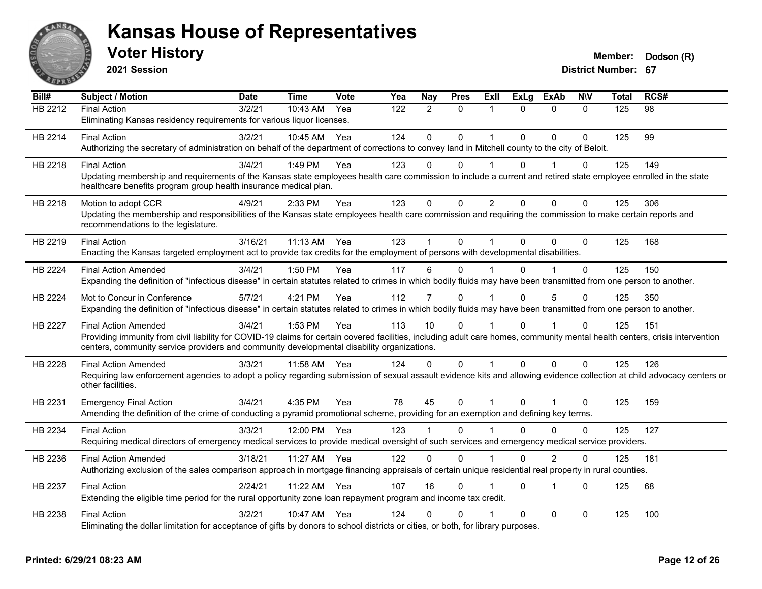# Kansas House of Representatives

## Voter History

**2021 Session**

**Member:** Dodson (R)
**District Number:** 67

| Bill# | Subject / Motion | Date | Time | Vote | Yea | Nay | Pres | ExII | ExLg | ExAb | N\V | Total | RCS# |
|---|---|---|---|---|---|---|---|---|---|---|---|---|---|
| HB 2212 | Final Action | 3/2/21 | 10:43 AM | Yea | 122 | 2 | 0 | 1 | 0 | 0 | 0 | 125 | 98 |
| | Eliminating Kansas residency requirements for various liquor licenses. | | | | | | | | | | | | |
| HB 2214 | Final Action | 3/2/21 | 10:45 AM | Yea | 124 | 0 | 0 | 1 | 0 | 0 | 0 | 125 | 99 |
| | Authorizing the secretary of administration on behalf of the department of corrections to convey land in Mitchell county to the city of Beloit. | | | | | | | | | | | | |
| HB 2218 | Final Action | 3/4/21 | 1:49 PM | Yea | 123 | 0 | 0 | 1 | 0 | 1 | 0 | 125 | 149 |
| | Updating membership and requirements of the Kansas state employees health care commission to include a current and retired state employee enrolled in the state healthcare benefits program group health insurance medical plan. | | | | | | | | | | | | |
| HB 2218 | Motion to adopt CCR | 4/9/21 | 2:33 PM | Yea | 123 | 0 | 0 | 2 | 0 | 0 | 0 | 125 | 306 |
| | Updating the membership and responsibilities of the Kansas state employees health care commission and requiring the commission to make certain reports and recommendations to the legislature. | | | | | | | | | | | | |
| HB 2219 | Final Action | 3/16/21 | 11:13 AM | Yea | 123 | 1 | 0 | 1 | 0 | 0 | 0 | 125 | 168 |
| | Enacting the Kansas targeted employment act to provide tax credits for the employment of persons with developmental disabilities. | | | | | | | | | | | | |
| HB 2224 | Final Action Amended | 3/4/21 | 1:50 PM | Yea | 117 | 6 | 0 | 1 | 0 | 1 | 0 | 125 | 150 |
| | Expanding the definition of "infectious disease" in certain statutes related to crimes in which bodily fluids may have been transmitted from one person to another. | | | | | | | | | | | | |
| HB 2224 | Mot to Concur in Conference | 5/7/21 | 4:21 PM | Yea | 112 | 7 | 0 | 1 | 0 | 5 | 0 | 125 | 350 |
| | Expanding the definition of "infectious disease" in certain statutes related to crimes in which bodily fluids may have been transmitted from one person to another. | | | | | | | | | | | | |
| HB 2227 | Final Action Amended | 3/4/21 | 1:53 PM | Yea | 113 | 10 | 0 | 1 | 0 | 1 | 0 | 125 | 151 |
| | Providing immunity from civil liability for COVID-19 claims for certain covered facilities, including adult care homes, community mental health centers, crisis intervention centers, community service providers and community developmental disability organizations. | | | | | | | | | | | | |
| HB 2228 | Final Action Amended | 3/3/21 | 11:58 AM | Yea | 124 | 0 | 0 | 1 | 0 | 0 | 0 | 125 | 126 |
| | Requiring law enforcement agencies to adopt a policy regarding submission of sexual assault evidence kits and allowing evidence collection at child advocacy centers or other facilities. | | | | | | | | | | | | |
| HB 2231 | Emergency Final Action | 3/4/21 | 4:35 PM | Yea | 78 | 45 | 0 | 1 | 0 | 1 | 0 | 125 | 159 |
| | Amending the definition of the crime of conducting a pyramid promotional scheme, providing for an exemption and defining key terms. | | | | | | | | | | | | |
| HB 2234 | Final Action | 3/3/21 | 12:00 PM | Yea | 123 | 1 | 0 | 1 | 0 | 0 | 0 | 125 | 127 |
| | Requiring medical directors of emergency medical services to provide medical oversight of such services and emergency medical service providers. | | | | | | | | | | | | |
| HB 2236 | Final Action Amended | 3/18/21 | 11:27 AM | Yea | 122 | 0 | 0 | 1 | 0 | 2 | 0 | 125 | 181 |
| | Authorizing exclusion of the sales comparison approach in mortgage financing appraisals of certain unique residential real property in rural counties. | | | | | | | | | | | | |
| HB 2237 | Final Action | 2/24/21 | 11:22 AM | Yea | 107 | 16 | 0 | 1 | 0 | 1 | 0 | 125 | 68 |
| | Extending the eligible time period for the rural opportunity zone loan repayment program and income tax credit. | | | | | | | | | | | | |
| HB 2238 | Final Action | 3/2/21 | 10:47 AM | Yea | 124 | 0 | 0 | 1 | 0 | 0 | 0 | 125 | 100 |
| | Eliminating the dollar limitation for acceptance of gifts by donors to school districts or cities, or both, for library purposes. | | | | | | | | | | | | |

**Printed: 6/29/21 08:23 AM**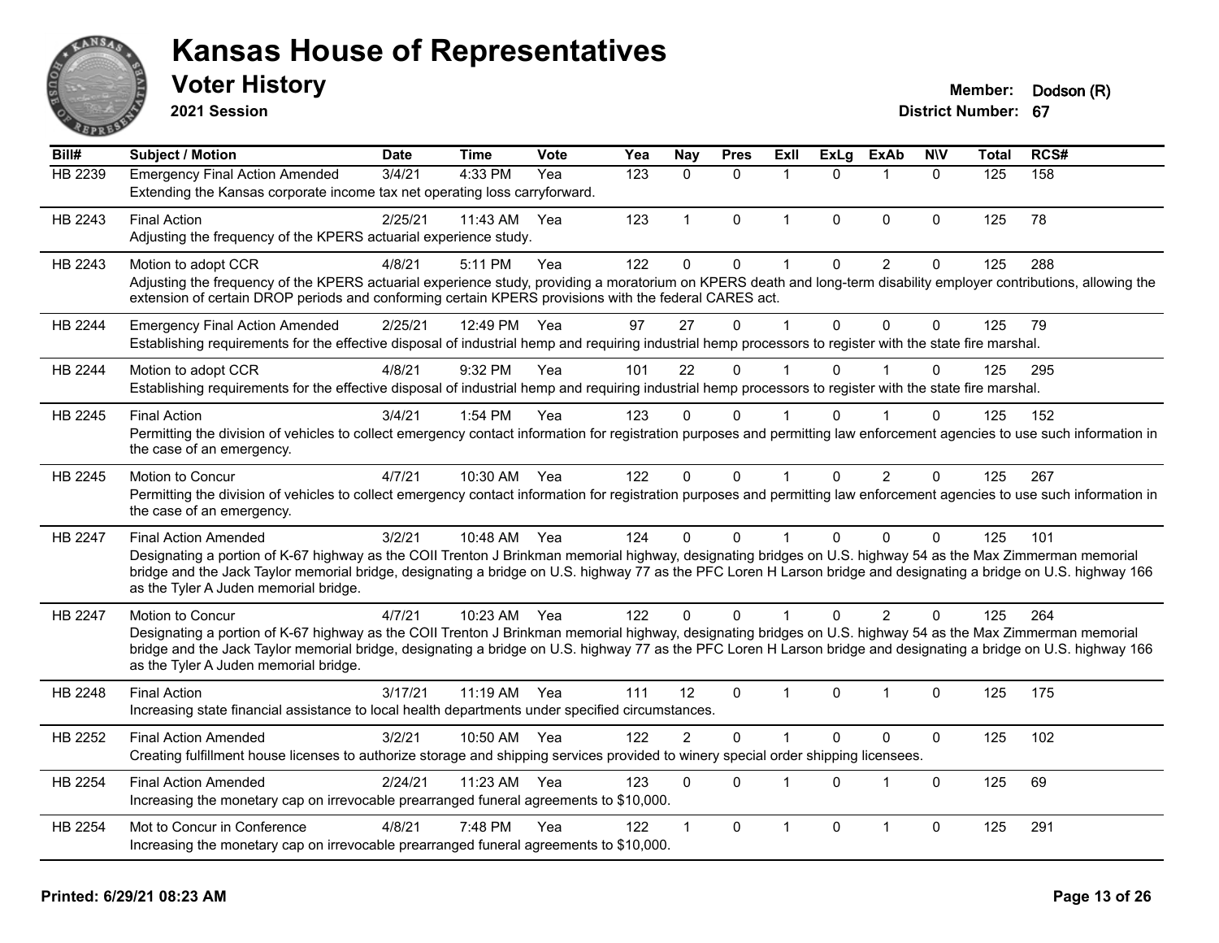# Kansas House of Representatives

## Voter History

**2021 Session**

**Member:** Dodson (R)
**District Number:** 67

| Bill# | Subject / Motion | Date | Time | Vote | Yea | Nay | Pres | ExII | ExLg | ExAb | N\V | Total | RCS# |
|---|---|---|---|---|---|---|---|---|---|---|---|---|---|
| HB 2239 | Emergency Final Action Amended | 3/4/21 | 4:33 PM | Yea | 123 | 0 | 0 | 1 | 0 | 1 | 0 | 125 | 158 |
| | Extending the Kansas corporate income tax net operating loss carryforward. | | | | | | | | | | | | |
| HB 2243 | Final Action | 2/25/21 | 11:43 AM | Yea | 123 | 1 | 0 | 1 | 0 | 0 | 0 | 125 | 78 |
| | Adjusting the frequency of the KPERS actuarial experience study. | | | | | | | | | | | | |
| HB 2243 | Motion to adopt CCR | 4/8/21 | 5:11 PM | Yea | 122 | 0 | 0 | 1 | 0 | 2 | 0 | 125 | 288 |
| | Adjusting the frequency of the KPERS actuarial experience study, providing a moratorium on KPERS death and long-term disability employer contributions, allowing the extension of certain DROP periods and conforming certain KPERS provisions with the federal CARES act. | | | | | | | | | | | | |
| HB 2244 | Emergency Final Action Amended | 2/25/21 | 12:49 PM | Yea | 97 | 27 | 0 | 1 | 0 | 0 | 0 | 125 | 79 |
| | Establishing requirements for the effective disposal of industrial hemp and requiring industrial hemp processors to register with the state fire marshal. | | | | | | | | | | | | |
| HB 2244 | Motion to adopt CCR | 4/8/21 | 9:32 PM | Yea | 101 | 22 | 0 | 1 | 0 | 1 | 0 | 125 | 295 |
| | Establishing requirements for the effective disposal of industrial hemp and requiring industrial hemp processors to register with the state fire marshal. | | | | | | | | | | | | |
| HB 2245 | Final Action | 3/4/21 | 1:54 PM | Yea | 123 | 0 | 0 | 1 | 0 | 1 | 0 | 125 | 152 |
| | Permitting the division of vehicles to collect emergency contact information for registration purposes and permitting law enforcement agencies to use such information in the case of an emergency. | | | | | | | | | | | | |
| HB 2245 | Motion to Concur | 4/7/21 | 10:30 AM | Yea | 122 | 0 | 0 | 1 | 0 | 2 | 0 | 125 | 267 |
| | Permitting the division of vehicles to collect emergency contact information for registration purposes and permitting law enforcement agencies to use such information in the case of an emergency. | | | | | | | | | | | | |
| HB 2247 | Final Action Amended | 3/2/21 | 10:48 AM | Yea | 124 | 0 | 0 | 1 | 0 | 0 | 0 | 125 | 101 |
| | Designating a portion of K-67 highway as the COII Trenton J Brinkman memorial highway, designating bridges on U.S. highway 54 as the Max Zimmerman memorial bridge and the Jack Taylor memorial bridge, designating a bridge on U.S. highway 77 as the PFC Loren H Larson bridge and designating a bridge on U.S. highway 166 as the Tyler A Juden memorial bridge. | | | | | | | | | | | | |
| HB 2247 | Motion to Concur | 4/7/21 | 10:23 AM | Yea | 122 | 0 | 0 | 1 | 0 | 2 | 0 | 125 | 264 |
| | Designating a portion of K-67 highway as the COII Trenton J Brinkman memorial highway, designating bridges on U.S. highway 54 as the Max Zimmerman memorial bridge and the Jack Taylor memorial bridge, designating a bridge on U.S. highway 77 as the PFC Loren H Larson bridge and designating a bridge on U.S. highway 166 as the Tyler A Juden memorial bridge. | | | | | | | | | | | | |
| HB 2248 | Final Action | 3/17/21 | 11:19 AM | Yea | 111 | 12 | 0 | 1 | 0 | 1 | 0 | 125 | 175 |
| | Increasing state financial assistance to local health departments under specified circumstances. | | | | | | | | | | | | |
| HB 2252 | Final Action Amended | 3/2/21 | 10:50 AM | Yea | 122 | 2 | 0 | 1 | 0 | 0 | 0 | 125 | 102 |
| | Creating fulfillment house licenses to authorize storage and shipping services provided to winery special order shipping licensees. | | | | | | | | | | | | |
| HB 2254 | Final Action Amended | 2/24/21 | 11:23 AM | Yea | 123 | 0 | 0 | 1 | 0 | 1 | 0 | 125 | 69 |
| | Increasing the monetary cap on irrevocable prearranged funeral agreements to $10,000. | | | | | | | | | | | | |
| HB 2254 | Mot to Concur in Conference | 4/8/21 | 7:48 PM | Yea | 122 | 1 | 0 | 1 | 0 | 1 | 0 | 125 | 291 |
| | Increasing the monetary cap on irrevocable prearranged funeral agreements to $10,000. | | | | | | | | | | | | |

**Printed: 6/29/21 08:23 AM**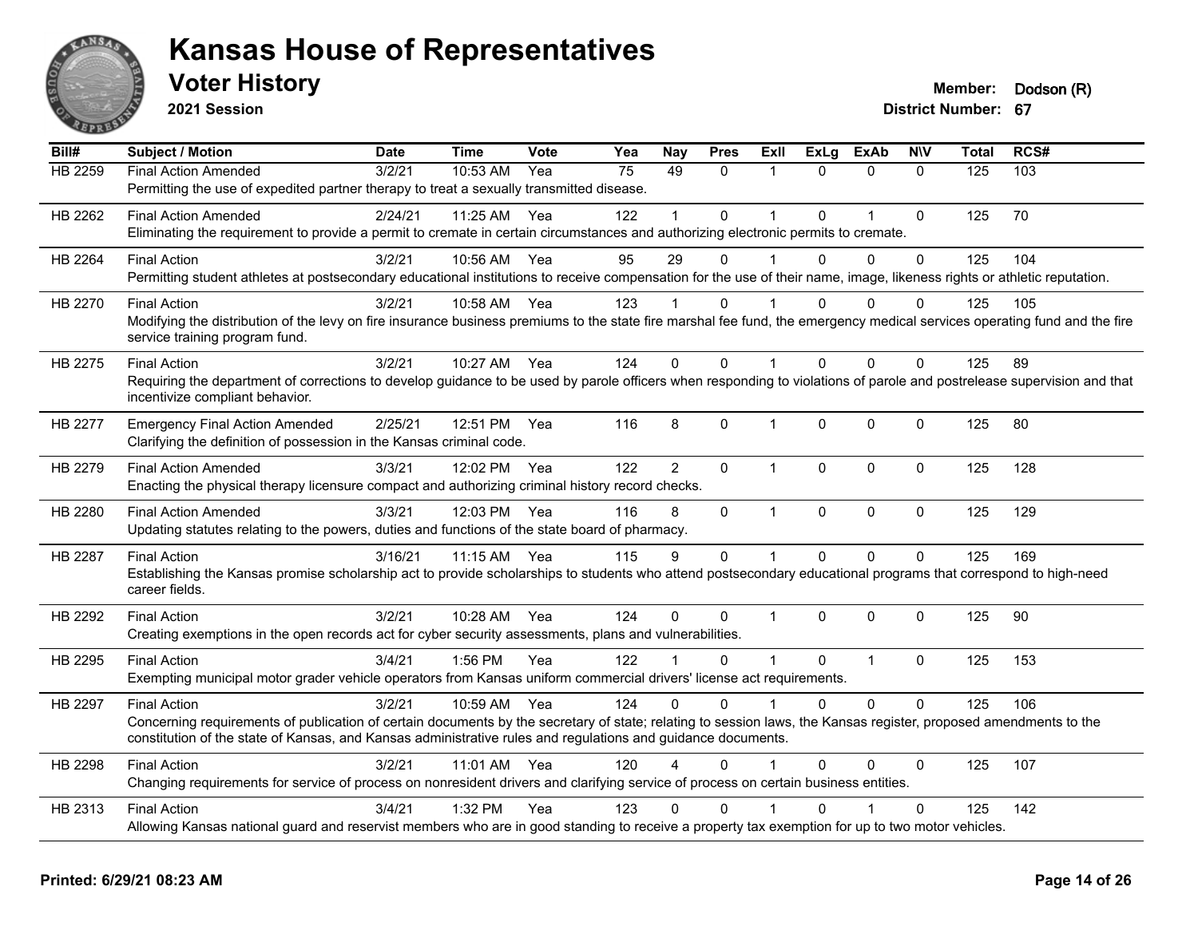# Kansas House of Representatives

## Voter History

**2021 Session**

**Member:** Dodson (R)

**District Number:** 67

| Bill# | Subject / Motion | Date | Time | Vote | Yea | Nay | Pres | ExII | ExLg | ExAb | N\V | Total | RCS# |
|---|---|---|---|---|---|---|---|---|---|---|---|---|---|
| HB 2259 | Final Action Amended | 3/2/21 | 10:53 AM | Yea | 75 | 49 | 0 | 1 | 0 | 0 | 0 | 125 | 103 |
| | Permitting the use of expedited partner therapy to treat a sexually transmitted disease. | | | | | | | | | | | | |
| HB 2262 | Final Action Amended | 2/24/21 | 11:25 AM | Yea | 122 | 1 | 0 | 1 | 0 | 1 | 0 | 125 | 70 |
| | Eliminating the requirement to provide a permit to cremate in certain circumstances and authorizing electronic permits to cremate. | | | | | | | | | | | | |
| HB 2264 | Final Action | 3/2/21 | 10:56 AM | Yea | 95 | 29 | 0 | 1 | 0 | 0 | 0 | 125 | 104 |
| | Permitting student athletes at postsecondary educational institutions to receive compensation for the use of their name, image, likeness rights or athletic reputation. | | | | | | | | | | | | |
| HB 2270 | Final Action | 3/2/21 | 10:58 AM | Yea | 123 | 1 | 0 | 1 | 0 | 0 | 0 | 125 | 105 |
| | Modifying the distribution of the levy on fire insurance business premiums to the state fire marshal fee fund, the emergency medical services operating fund and the fire service training program fund. | | | | | | | | | | | | |
| HB 2275 | Final Action | 3/2/21 | 10:27 AM | Yea | 124 | 0 | 0 | 1 | 0 | 0 | 0 | 125 | 89 |
| | Requiring the department of corrections to develop guidance to be used by parole officers when responding to violations of parole and postrelease supervision and that incentivize compliant behavior. | | | | | | | | | | | | |
| HB 2277 | Emergency Final Action Amended | 2/25/21 | 12:51 PM | Yea | 116 | 8 | 0 | 1 | 0 | 0 | 0 | 125 | 80 |
| | Clarifying the definition of possession in the Kansas criminal code. | | | | | | | | | | | | |
| HB 2279 | Final Action Amended | 3/3/21 | 12:02 PM | Yea | 122 | 2 | 0 | 1 | 0 | 0 | 0 | 125 | 128 |
| | Enacting the physical therapy licensure compact and authorizing criminal history record checks. | | | | | | | | | | | | |
| HB 2280 | Final Action Amended | 3/3/21 | 12:03 PM | Yea | 116 | 8 | 0 | 1 | 0 | 0 | 0 | 125 | 129 |
| | Updating statutes relating to the powers, duties and functions of the state board of pharmacy. | | | | | | | | | | | | |
| HB 2287 | Final Action | 3/16/21 | 11:15 AM | Yea | 115 | 9 | 0 | 1 | 0 | 0 | 0 | 125 | 169 |
| | Establishing the Kansas promise scholarship act to provide scholarships to students who attend postsecondary educational programs that correspond to high-need career fields. | | | | | | | | | | | | |
| HB 2292 | Final Action | 3/2/21 | 10:28 AM | Yea | 124 | 0 | 0 | 1 | 0 | 0 | 0 | 125 | 90 |
| | Creating exemptions in the open records act for cyber security assessments, plans and vulnerabilities. | | | | | | | | | | | | |
| HB 2295 | Final Action | 3/4/21 | 1:56 PM | Yea | 122 | 1 | 0 | 1 | 0 | 1 | 0 | 125 | 153 |
| | Exempting municipal motor grader vehicle operators from Kansas uniform commercial drivers' license act requirements. | | | | | | | | | | | | |
| HB 2297 | Final Action | 3/2/21 | 10:59 AM | Yea | 124 | 0 | 0 | 1 | 0 | 0 | 0 | 125 | 106 |
| | Concerning requirements of publication of certain documents by the secretary of state; relating to session laws, the Kansas register, proposed amendments to the constitution of the state of Kansas, and Kansas administrative rules and regulations and guidance documents. | | | | | | | | | | | | |
| HB 2298 | Final Action | 3/2/21 | 11:01 AM | Yea | 120 | 4 | 0 | 1 | 0 | 0 | 0 | 125 | 107 |
| | Changing requirements for service of process on nonresident drivers and clarifying service of process on certain business entities. | | | | | | | | | | | | |
| HB 2313 | Final Action | 3/4/21 | 1:32 PM | Yea | 123 | 0 | 0 | 1 | 0 | 1 | 0 | 125 | 142 |
| | Allowing Kansas national guard and reservist members who are in good standing to receive a property tax exemption for up to two motor vehicles. | | | | | | | | | | | | |

**Printed: 6/29/21 08:23 AM**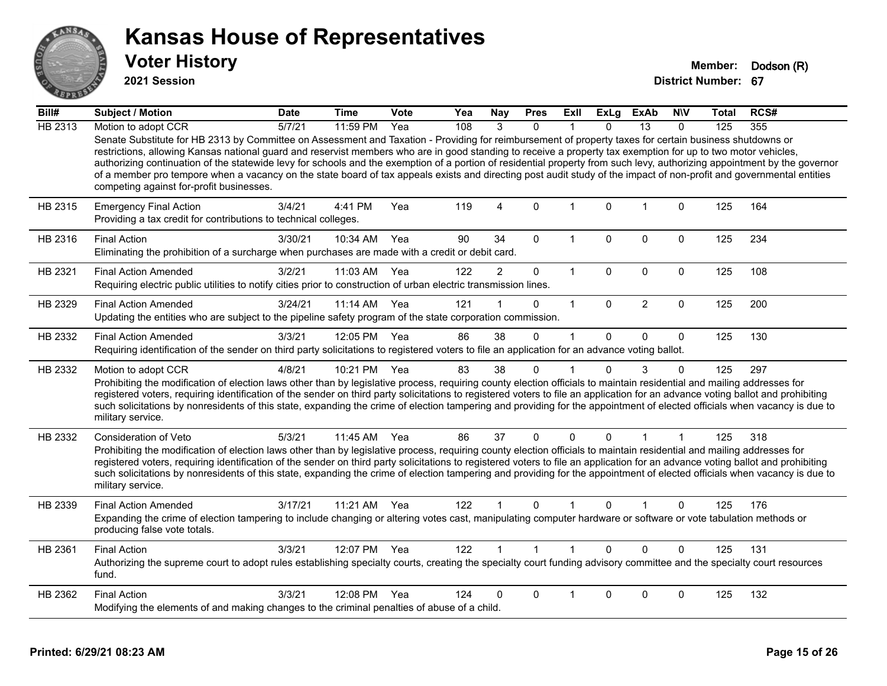# Kansas House of Representatives

## Voter History

**2021 Session**

**Member:** Dodson (R)
**District Number:** 67

| Bill# | Subject / Motion | Date | Time | Vote | Yea | Nay | Pres | ExII | ExLg | ExAb | N\V | Total | RCS# |
|---|---|---|---|---|---|---|---|---|---|---|---|---|---|
| HB 2313 | Motion to adopt CCR | 5/7/21 | 11:59 PM | Yea | 108 | 3 | 0 | 1 | 0 | 13 | 0 | 125 | 355 |
| | Senate Substitute for HB 2313 by Committee on Assessment and Taxation - Providing for reimbursement of property taxes for certain business shutdowns or restrictions, allowing Kansas national guard and reservist members who are in good standing to receive a property tax exemption for up to two motor vehicles, authorizing continuation of the statewide levy for schools and the exemption of a portion of residential property from such levy, authorizing appointment by the governor of a member pro tempore when a vacancy on the state board of tax appeals exists and directing post audit study of the impact of non-profit and governmental entities competing against for-profit businesses. | | | | | | | | | | | | |
| HB 2315 | Emergency Final Action | 3/4/21 | 4:41 PM | Yea | 119 | 4 | 0 | 1 | 0 | 1 | 0 | 125 | 164 |
| | Providing a tax credit for contributions to technical colleges. | | | | | | | | | | | | |
| HB 2316 | Final Action | 3/30/21 | 10:34 AM | Yea | 90 | 34 | 0 | 1 | 0 | 0 | 0 | 125 | 234 |
| | Eliminating the prohibition of a surcharge when purchases are made with a credit or debit card. | | | | | | | | | | | | |
| HB 2321 | Final Action Amended | 3/2/21 | 11:03 AM | Yea | 122 | 2 | 0 | 1 | 0 | 0 | 0 | 125 | 108 |
| | Requiring electric public utilities to notify cities prior to construction of urban electric transmission lines. | | | | | | | | | | | | |
| HB 2329 | Final Action Amended | 3/24/21 | 11:14 AM | Yea | 121 | 1 | 0 | 1 | 0 | 2 | 0 | 125 | 200 |
| | Updating the entities who are subject to the pipeline safety program of the state corporation commission. | | | | | | | | | | | | |
| HB 2332 | Final Action Amended | 3/3/21 | 12:05 PM | Yea | 86 | 38 | 0 | 1 | 0 | 0 | 0 | 125 | 130 |
| | Requiring identification of the sender on third party solicitations to registered voters to file an application for an advance voting ballot. | | | | | | | | | | | | |
| HB 2332 | Motion to adopt CCR | 4/8/21 | 10:21 PM | Yea | 83 | 38 | 0 | 1 | 0 | 3 | 0 | 125 | 297 |
| | Prohibiting the modification of election laws other than by legislative process, requiring county election officials to maintain residential and mailing addresses for registered voters, requiring identification of the sender on third party solicitations to registered voters to file an application for an advance voting ballot and prohibiting such solicitations by nonresidents of this state, expanding the crime of election tampering and providing for the appointment of elected officials when vacancy is due to military service. | | | | | | | | | | | | |
| HB 2332 | Consideration of Veto | 5/3/21 | 11:45 AM | Yea | 86 | 37 | 0 | 0 | 0 | 1 | 1 | 125 | 318 |
| | Prohibiting the modification of election laws other than by legislative process, requiring county election officials to maintain residential and mailing addresses for registered voters, requiring identification of the sender on third party solicitations to registered voters to file an application for an advance voting ballot and prohibiting such solicitations by nonresidents of this state, expanding the crime of election tampering and providing for the appointment of elected officials when vacancy is due to military service. | | | | | | | | | | | | |
| HB 2339 | Final Action Amended | 3/17/21 | 11:21 AM | Yea | 122 | 1 | 0 | 1 | 0 | 1 | 0 | 125 | 176 |
| | Expanding the crime of election tampering to include changing or altering votes cast, manipulating computer hardware or software or vote tabulation methods or producing false vote totals. | | | | | | | | | | | | |
| HB 2361 | Final Action | 3/3/21 | 12:07 PM | Yea | 122 | 1 | 1 | 1 | 0 | 0 | 0 | 125 | 131 |
| | Authorizing the supreme court to adopt rules establishing specialty courts, creating the specialty court funding advisory committee and the specialty court resources fund. | | | | | | | | | | | | |
| HB 2362 | Final Action | 3/3/21 | 12:08 PM | Yea | 124 | 0 | 0 | 1 | 0 | 0 | 0 | 125 | 132 |
| | Modifying the elements of and making changes to the criminal penalties of abuse of a child. | | | | | | | | | | | | |

**Printed: 6/29/21 08:23 AM**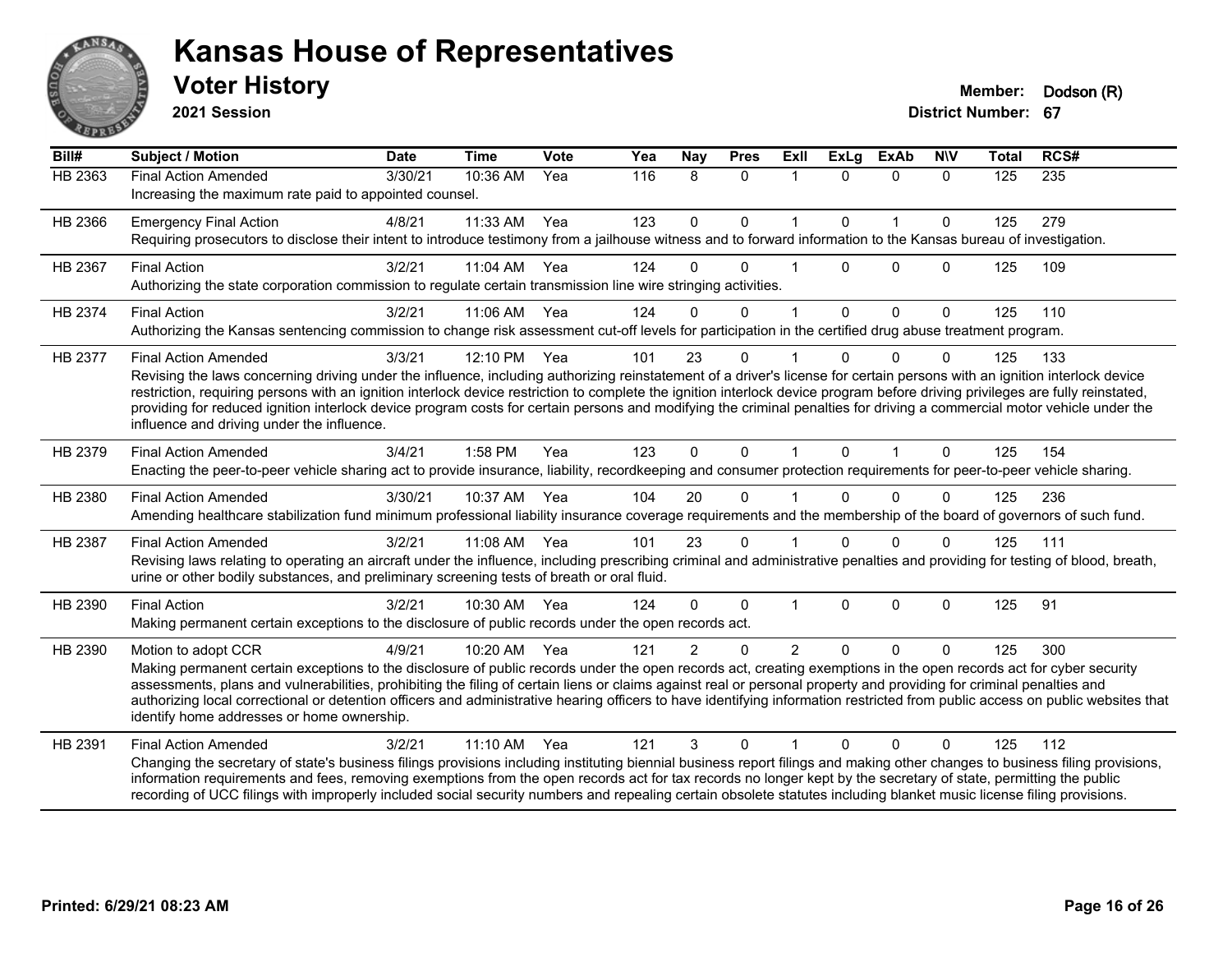# Kansas House of Representatives

## Voter History

**2021 Session**

**Member:** Dodson (R)
**District Number:** 67

| Bill# | Subject / Motion | Date | Time | Vote | Yea | Nay | Pres | ExII | ExLg | ExAb | N\V | Total | RCS# |
|---|---|---|---|---|---|---|---|---|---|---|---|---|---|
| HB 2363 | Final Action Amended | 3/30/21 | 10:36 AM | Yea | 116 | 8 | 0 | 1 | 0 | 0 | 0 | 125 | 235 |
| | Increasing the maximum rate paid to appointed counsel. | | | | | | | | | | | | |
| HB 2366 | Emergency Final Action | 4/8/21 | 11:33 AM | Yea | 123 | 0 | 0 | 1 | 0 | 1 | 0 | 125 | 279 |
| | Requiring prosecutors to disclose their intent to introduce testimony from a jailhouse witness and to forward information to the Kansas bureau of investigation. | | | | | | | | | | | | |
| HB 2367 | Final Action | 3/2/21 | 11:04 AM | Yea | 124 | 0 | 0 | 1 | 0 | 0 | 0 | 125 | 109 |
| | Authorizing the state corporation commission to regulate certain transmission line wire stringing activities. | | | | | | | | | | | | |
| HB 2374 | Final Action | 3/2/21 | 11:06 AM | Yea | 124 | 0 | 0 | 1 | 0 | 0 | 0 | 125 | 110 |
| | Authorizing the Kansas sentencing commission to change risk assessment cut-off levels for participation in the certified drug abuse treatment program. | | | | | | | | | | | | |
| HB 2377 | Final Action Amended | 3/3/21 | 12:10 PM | Yea | 101 | 23 | 0 | 1 | 0 | 0 | 0 | 125 | 133 |
| | Revising the laws concerning driving under the influence, including authorizing reinstatement of a driver's license for certain persons with an ignition interlock device restriction, requiring persons with an ignition interlock device restriction to complete the ignition interlock device program before driving privileges are fully reinstated, providing for reduced ignition interlock device program costs for certain persons and modifying the criminal penalties for driving a commercial motor vehicle under the influence and driving under the influence. | | | | | | | | | | | | |
| HB 2379 | Final Action Amended | 3/4/21 | 1:58 PM | Yea | 123 | 0 | 0 | 1 | 0 | 1 | 0 | 125 | 154 |
| | Enacting the peer-to-peer vehicle sharing act to provide insurance, liability, recordkeeping and consumer protection requirements for peer-to-peer vehicle sharing. | | | | | | | | | | | | |
| HB 2380 | Final Action Amended | 3/30/21 | 10:37 AM | Yea | 104 | 20 | 0 | 1 | 0 | 0 | 0 | 125 | 236 |
| | Amending healthcare stabilization fund minimum professional liability insurance coverage requirements and the membership of the board of governors of such fund. | | | | | | | | | | | | |
| HB 2387 | Final Action Amended | 3/2/21 | 11:08 AM | Yea | 101 | 23 | 0 | 1 | 0 | 0 | 0 | 125 | 111 |
| | Revising laws relating to operating an aircraft under the influence, including prescribing criminal and administrative penalties and providing for testing of blood, breath, urine or other bodily substances, and preliminary screening tests of breath or oral fluid. | | | | | | | | | | | | |
| HB 2390 | Final Action | 3/2/21 | 10:30 AM | Yea | 124 | 0 | 0 | 1 | 0 | 0 | 0 | 125 | 91 |
| | Making permanent certain exceptions to the disclosure of public records under the open records act. | | | | | | | | | | | | |
| HB 2390 | Motion to adopt CCR | 4/9/21 | 10:20 AM | Yea | 121 | 2 | 0 | 2 | 0 | 0 | 0 | 125 | 300 |
| | Making permanent certain exceptions to the disclosure of public records under the open records act, creating exemptions in the open records act for cyber security assessments, plans and vulnerabilities, prohibiting the filing of certain liens or claims against real or personal property and providing for criminal penalties and authorizing local correctional or detention officers and administrative hearing officers to have identifying information restricted from public access on public websites that identify home addresses or home ownership. | | | | | | | | | | | | |
| HB 2391 | Final Action Amended | 3/2/21 | 11:10 AM | Yea | 121 | 3 | 0 | 1 | 0 | 0 | 0 | 125 | 112 |
| | Changing the secretary of state's business filings provisions including instituting biennial business report filings and making other changes to business filing provisions, information requirements and fees, removing exemptions from the open records act for tax records no longer kept by the secretary of state, permitting the public recording of UCC filings with improperly included social security numbers and repealing certain obsolete statutes including blanket music license filing provisions. | | | | | | | | | | | | |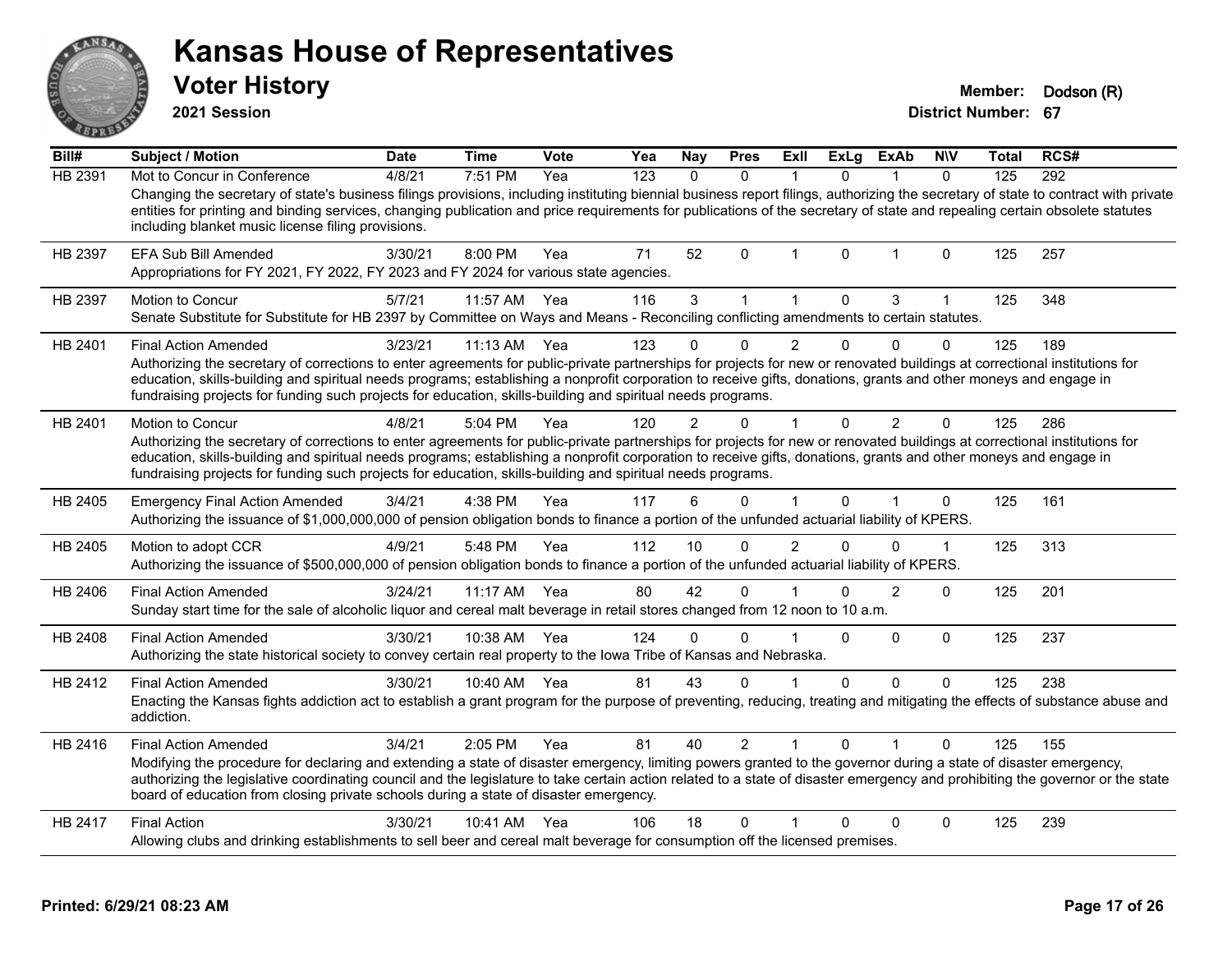# Kansas House of Representatives

## Voter History

**2021 Session**

**Member:** Dodson (R)

**District Number:** 67

| Bill# | Subject / Motion | Date | Time | Vote | Yea | Nay | Pres | ExII | ExLg | ExAb | N\V | Total | RCS# |
|---|---|---|---|---|---|---|---|---|---|---|---|---|---|
| HB 2391 | Mot to Concur in Conference | 4/8/21 | 7:51 PM | Yea | 123 | 0 | 0 | 1 | 0 | 1 | 0 | 125 | 292 |
| | Changing the secretary of state's business filings provisions, including instituting biennial business report filings, authorizing the secretary of state to contract with private entities for printing and binding services, changing publication and price requirements for publications of the secretary of state and repealing certain obsolete statutes including blanket music license filing provisions. | | | | | | | | | | | | |
| HB 2397 | EFA Sub Bill Amended | 3/30/21 | 8:00 PM | Yea | 71 | 52 | 0 | 1 | 0 | 1 | 0 | 125 | 257 |
| | Appropriations for FY 2021, FY 2022, FY 2023 and FY 2024 for various state agencies. | | | | | | | | | | | | |
| HB 2397 | Motion to Concur | 5/7/21 | 11:57 AM | Yea | 116 | 3 | 1 | 1 | 0 | 3 | 1 | 125 | 348 |
| | Senate Substitute for Substitute for HB 2397 by Committee on Ways and Means - Reconciling conflicting amendments to certain statutes. | | | | | | | | | | | | |
| HB 2401 | Final Action Amended | 3/23/21 | 11:13 AM | Yea | 123 | 0 | 0 | 2 | 0 | 0 | 0 | 125 | 189 |
| | Authorizing the secretary of corrections to enter agreements for public-private partnerships for projects for new or renovated buildings at correctional institutions for education, skills-building and spiritual needs programs; establishing a nonprofit corporation to receive gifts, donations, grants and other moneys and engage in fundraising projects for funding such projects for education, skills-building and spiritual needs programs. | | | | | | | | | | | | |
| HB 2401 | Motion to Concur | 4/8/21 | 5:04 PM | Yea | 120 | 2 | 0 | 1 | 0 | 2 | 0 | 125 | 286 |
| | Authorizing the secretary of corrections to enter agreements for public-private partnerships for projects for new or renovated buildings at correctional institutions for education, skills-building and spiritual needs programs; establishing a nonprofit corporation to receive gifts, donations, grants and other moneys and engage in fundraising projects for funding such projects for education, skills-building and spiritual needs programs. | | | | | | | | | | | | |
| HB 2405 | Emergency Final Action Amended | 3/4/21 | 4:38 PM | Yea | 117 | 6 | 0 | 1 | 0 | 1 | 0 | 125 | 161 |
| | Authorizing the issuance of $1,000,000,000 of pension obligation bonds to finance a portion of the unfunded actuarial liability of KPERS. | | | | | | | | | | | | |
| HB 2405 | Motion to adopt CCR | 4/9/21 | 5:48 PM | Yea | 112 | 10 | 0 | 2 | 0 | 0 | 1 | 125 | 313 |
| | Authorizing the issuance of $500,000,000 of pension obligation bonds to finance a portion of the unfunded actuarial liability of KPERS. | | | | | | | | | | | | |
| HB 2406 | Final Action Amended | 3/24/21 | 11:17 AM | Yea | 80 | 42 | 0 | 1 | 0 | 2 | 0 | 125 | 201 |
| | Sunday start time for the sale of alcoholic liquor and cereal malt beverage in retail stores changed from 12 noon to 10 a.m. | | | | | | | | | | | | |
| HB 2408 | Final Action Amended | 3/30/21 | 10:38 AM | Yea | 124 | 0 | 0 | 1 | 0 | 0 | 0 | 125 | 237 |
| | Authorizing the state historical society to convey certain real property to the Iowa Tribe of Kansas and Nebraska. | | | | | | | | | | | | |
| HB 2412 | Final Action Amended | 3/30/21 | 10:40 AM | Yea | 81 | 43 | 0 | 1 | 0 | 0 | 0 | 125 | 238 |
| | Enacting the Kansas fights addiction act to establish a grant program for the purpose of preventing, reducing, treating and mitigating the effects of substance abuse and addiction. | | | | | | | | | | | | |
| HB 2416 | Final Action Amended | 3/4/21 | 2:05 PM | Yea | 81 | 40 | 2 | 1 | 0 | 1 | 0 | 125 | 155 |
| | Modifying the procedure for declaring and extending a state of disaster emergency, limiting powers granted to the governor during a state of disaster emergency, authorizing the legislative coordinating council and the legislature to take certain action related to a state of disaster emergency and prohibiting the governor or the state board of education from closing private schools during a state of disaster emergency. | | | | | | | | | | | | |
| HB 2417 | Final Action | 3/30/21 | 10:41 AM | Yea | 106 | 18 | 0 | 1 | 0 | 0 | 0 | 125 | 239 |
| | Allowing clubs and drinking establishments to sell beer and cereal malt beverage for consumption off the licensed premises. | | | | | | | | | | | | |

**Printed: 6/29/21 08:23 AM**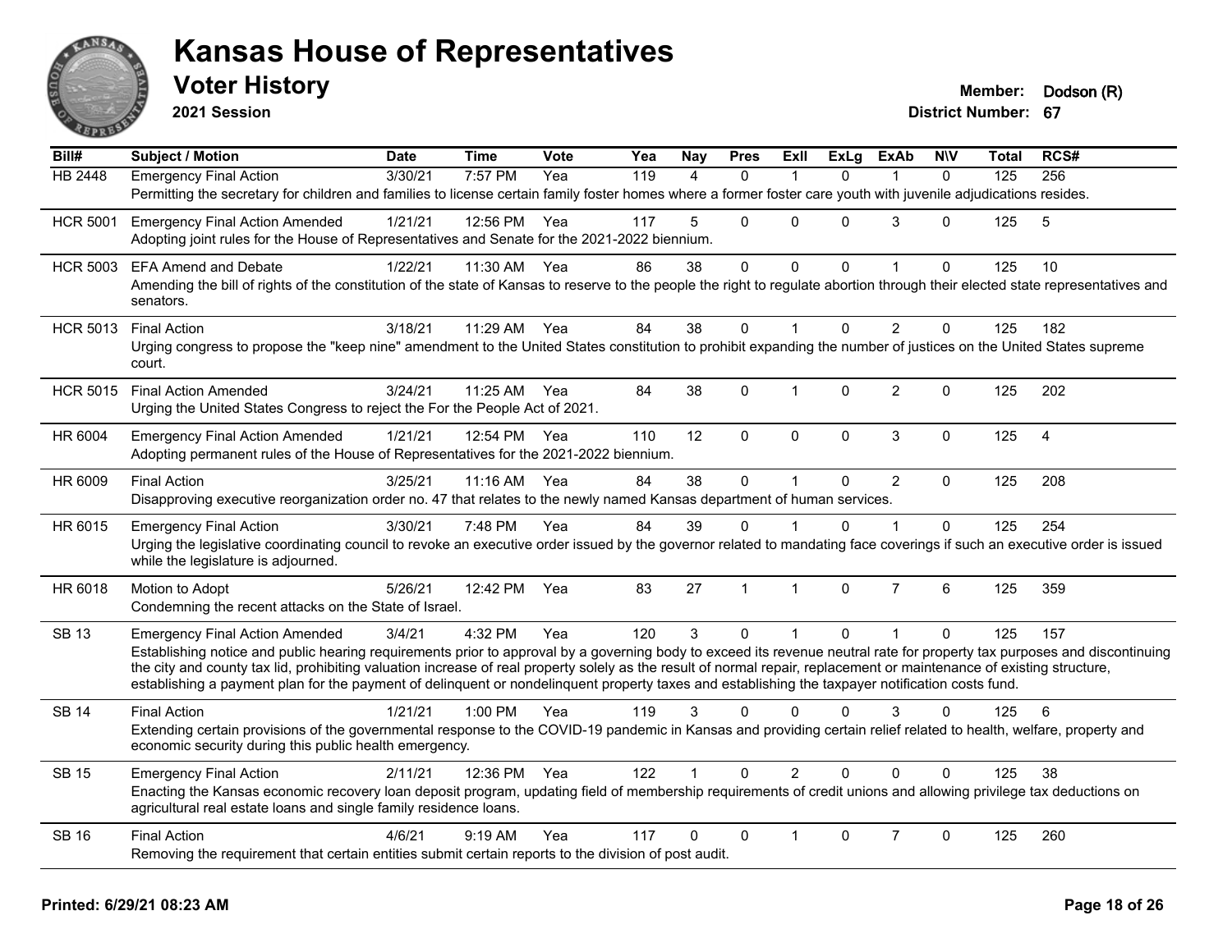# Kansas House of Representatives

## Voter History

**2021 Session**

**Member:** Dodson (R)
**District Number:** 67

| Bill# | Subject / Motion | Date | Time | Vote | Yea | Nay | Pres | ExII | ExLg | ExAb | N\V | Total | RCS# |
|---|---|---|---|---|---|---|---|---|---|---|---|---|---|
| HB 2448 | Emergency Final Action | 3/30/21 | 7:57 PM | Yea | 119 | 4 | 0 | 1 | 0 | 1 | 0 | 125 | 256 |
| | Permitting the secretary for children and families to license certain family foster homes where a former foster care youth with juvenile adjudications resides. | | | | | | | | | | | | |
| HCR 5001 | Emergency Final Action Amended | 1/21/21 | 12:56 PM | Yea | 117 | 5 | 0 | 0 | 0 | 3 | 0 | 125 | 5 |
| | Adopting joint rules for the House of Representatives and Senate for the 2021-2022 biennium. | | | | | | | | | | | | |
| HCR 5003 | EFA Amend and Debate | 1/22/21 | 11:30 AM | Yea | 86 | 38 | 0 | 0 | 0 | 1 | 0 | 125 | 10 |
| | Amending the bill of rights of the constitution of the state of Kansas to reserve to the people the right to regulate abortion through their elected state representatives and senators. | | | | | | | | | | | | |
| HCR 5013 | Final Action | 3/18/21 | 11:29 AM | Yea | 84 | 38 | 0 | 1 | 0 | 2 | 0 | 125 | 182 |
| | Urging congress to propose the "keep nine" amendment to the United States constitution to prohibit expanding the number of justices on the United States supreme court. | | | | | | | | | | | | |
| HCR 5015 | Final Action Amended | 3/24/21 | 11:25 AM | Yea | 84 | 38 | 0 | 1 | 0 | 2 | 0 | 125 | 202 |
| | Urging the United States Congress to reject the For the People Act of 2021. | | | | | | | | | | | | |
| HR 6004 | Emergency Final Action Amended | 1/21/21 | 12:54 PM | Yea | 110 | 12 | 0 | 0 | 0 | 3 | 0 | 125 | 4 |
| | Adopting permanent rules of the House of Representatives for the 2021-2022 biennium. | | | | | | | | | | | | |
| HR 6009 | Final Action | 3/25/21 | 11:16 AM | Yea | 84 | 38 | 0 | 1 | 0 | 2 | 0 | 125 | 208 |
| | Disapproving executive reorganization order no. 47 that relates to the newly named Kansas department of human services. | | | | | | | | | | | | |
| HR 6015 | Emergency Final Action | 3/30/21 | 7:48 PM | Yea | 84 | 39 | 0 | 1 | 0 | 1 | 0 | 125 | 254 |
| | Urging the legislative coordinating council to revoke an executive order issued by the governor related to mandating face coverings if such an executive order is issued while the legislature is adjourned. | | | | | | | | | | | | |
| HR 6018 | Motion to Adopt | 5/26/21 | 12:42 PM | Yea | 83 | 27 | 1 | 1 | 0 | 7 | 6 | 125 | 359 |
| | Condemning the recent attacks on the State of Israel. | | | | | | | | | | | | |
| SB 13 | Emergency Final Action Amended | 3/4/21 | 4:32 PM | Yea | 120 | 3 | 0 | 1 | 0 | 1 | 0 | 125 | 157 |
| | Establishing notice and public hearing requirements prior to approval by a governing body to exceed its revenue neutral rate for property tax purposes and discontinuing the city and county tax lid, prohibiting valuation increase of real property solely as the result of normal repair, replacement or maintenance of existing structure, establishing a payment plan for the payment of delinquent or nondelinquent property taxes and establishing the taxpayer notification costs fund. | | | | | | | | | | | | |
| SB 14 | Final Action | 1/21/21 | 1:00 PM | Yea | 119 | 3 | 0 | 0 | 0 | 3 | 0 | 125 | 6 |
| | Extending certain provisions of the governmental response to the COVID-19 pandemic in Kansas and providing certain relief related to health, welfare, property and economic security during this public health emergency. | | | | | | | | | | | | |
| SB 15 | Emergency Final Action | 2/11/21 | 12:36 PM | Yea | 122 | 1 | 0 | 2 | 0 | 0 | 0 | 125 | 38 |
| | Enacting the Kansas economic recovery loan deposit program, updating field of membership requirements of credit unions and allowing privilege tax deductions on agricultural real estate loans and single family residence loans. | | | | | | | | | | | | |
| SB 16 | Final Action | 4/6/21 | 9:19 AM | Yea | 117 | 0 | 0 | 1 | 0 | 7 | 0 | 125 | 260 |
| | Removing the requirement that certain entities submit certain reports to the division of post audit. | | | | | | | | | | | | |

**Printed: 6/29/21 08:23 AM**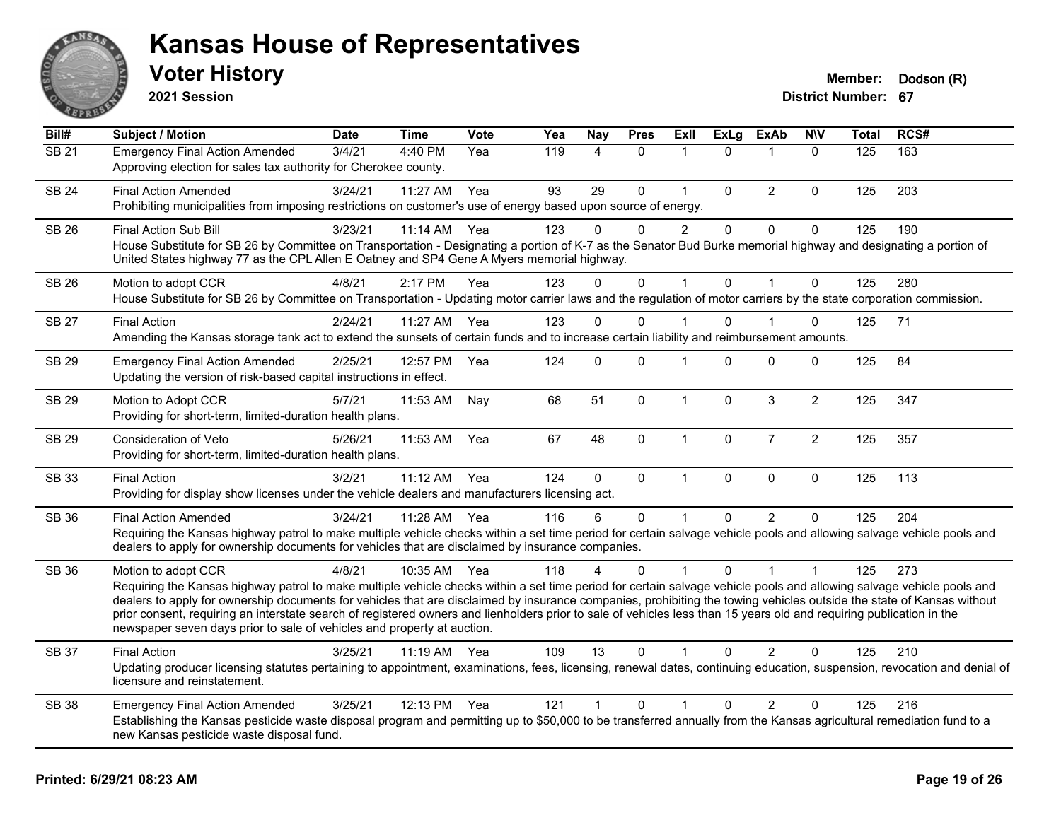# Kansas House of Representatives

## Voter History

**2021 Session**

**Member:** Dodson (R)

**District Number:** 67

| Bill# | Subject / Motion | Date | Time | Vote | Yea | Nay | Pres | ExII | ExLg | ExAb | N\V | Total | RCS# |
|---|---|---|---|---|---|---|---|---|---|---|---|---|---|
| SB 21 | Emergency Final Action Amended | 3/4/21 | 4:40 PM | Yea | 119 | 4 | 0 | 1 | 0 | 1 | 0 | 125 | 163 |
| | Approving election for sales tax authority for Cherokee county. | | | | | | | | | | | | |
| SB 24 | Final Action Amended | 3/24/21 | 11:27 AM | Yea | 93 | 29 | 0 | 1 | 0 | 2 | 0 | 125 | 203 |
| | Prohibiting municipalities from imposing restrictions on customer's use of energy based upon source of energy. | | | | | | | | | | | | |
| SB 26 | Final Action Sub Bill | 3/23/21 | 11:14 AM | Yea | 123 | 0 | 0 | 2 | 0 | 0 | 0 | 125 | 190 |
| | House Substitute for SB 26 by Committee on Transportation - Designating a portion of K-7 as the Senator Bud Burke memorial highway and designating a portion of United States highway 77 as the CPL Allen E Oatney and SP4 Gene A Myers memorial highway. | | | | | | | | | | | | |
| SB 26 | Motion to adopt CCR | 4/8/21 | 2:17 PM | Yea | 123 | 0 | 0 | 1 | 0 | 1 | 0 | 125 | 280 |
| | House Substitute for SB 26 by Committee on Transportation - Updating motor carrier laws and the regulation of motor carriers by the state corporation commission. | | | | | | | | | | | | |
| SB 27 | Final Action | 2/24/21 | 11:27 AM | Yea | 123 | 0 | 0 | 1 | 0 | 1 | 0 | 125 | 71 |
| | Amending the Kansas storage tank act to extend the sunsets of certain funds and to increase certain liability and reimbursement amounts. | | | | | | | | | | | | |
| SB 29 | Emergency Final Action Amended | 2/25/21 | 12:57 PM | Yea | 124 | 0 | 0 | 1 | 0 | 0 | 0 | 125 | 84 |
| | Updating the version of risk-based capital instructions in effect. | | | | | | | | | | | | |
| SB 29 | Motion to Adopt CCR | 5/7/21 | 11:53 AM | Nay | 68 | 51 | 0 | 1 | 0 | 3 | 2 | 125 | 347 |
| | Providing for short-term, limited-duration health plans. | | | | | | | | | | | | |
| SB 29 | Consideration of Veto | 5/26/21 | 11:53 AM | Yea | 67 | 48 | 0 | 1 | 0 | 7 | 2 | 125 | 357 |
| | Providing for short-term, limited-duration health plans. | | | | | | | | | | | | |
| SB 33 | Final Action | 3/2/21 | 11:12 AM | Yea | 124 | 0 | 0 | 1 | 0 | 0 | 0 | 125 | 113 |
| | Providing for display show licenses under the vehicle dealers and manufacturers licensing act. | | | | | | | | | | | | |
| SB 36 | Final Action Amended | 3/24/21 | 11:28 AM | Yea | 116 | 6 | 0 | 1 | 0 | 2 | 0 | 125 | 204 |
| | Requiring the Kansas highway patrol to make multiple vehicle checks within a set time period for certain salvage vehicle pools and allowing salvage vehicle pools and dealers to apply for ownership documents for vehicles that are disclaimed by insurance companies. | | | | | | | | | | | | |
| SB 36 | Motion to adopt CCR | 4/8/21 | 10:35 AM | Yea | 118 | 4 | 0 | 1 | 0 | 1 | 1 | 125 | 273 |
| | Requiring the Kansas highway patrol to make multiple vehicle checks within a set time period for certain salvage vehicle pools and allowing salvage vehicle pools and dealers to apply for ownership documents for vehicles that are disclaimed by insurance companies, prohibiting the towing vehicles outside the state of Kansas without prior consent, requiring an interstate search of registered owners and lienholders prior to sale of vehicles less than 15 years old and requiring publication in the newspaper seven days prior to sale of vehicles and property at auction. | | | | | | | | | | | | |
| SB 37 | Final Action | 3/25/21 | 11:19 AM | Yea | 109 | 13 | 0 | 1 | 0 | 2 | 0 | 125 | 210 |
| | Updating producer licensing statutes pertaining to appointment, examinations, fees, licensing, renewal dates, continuing education, suspension, revocation and denial of licensure and reinstatement. | | | | | | | | | | | | |
| SB 38 | Emergency Final Action Amended | 3/25/21 | 12:13 PM | Yea | 121 | 1 | 0 | 1 | 0 | 2 | 0 | 125 | 216 |
| | Establishing the Kansas pesticide waste disposal program and permitting up to $50,000 to be transferred annually from the Kansas agricultural remediation fund to a new Kansas pesticide waste disposal fund. | | | | | | | | | | | | |

**Printed: 6/29/21 08:23 AM**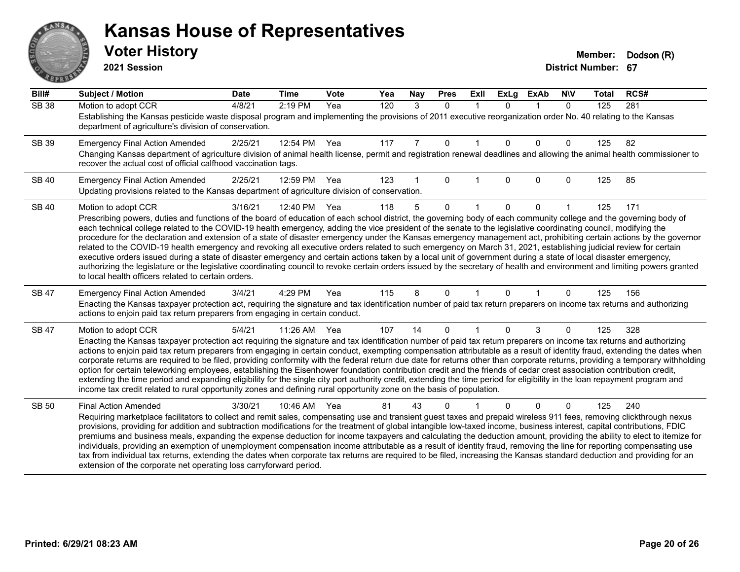# Kansas House of Representatives

## Voter History

**2021 Session**

**Member:** Dodson (R)
**District Number:** 67

| Bill# | Subject / Motion | Date | Time | Vote | Yea | Nay | Pres | ExII | ExLg | ExAb | N\V | Total | RCS# |
|---|---|---|---|---|---|---|---|---|---|---|---|---|---|
| SB 38 | Motion to adopt CCR | 4/8/21 | 2:19 PM | Yea | 120 | 3 | 0 | 1 | 0 | 1 | 0 | 125 | 281 |
| | Establishing the Kansas pesticide waste disposal program and implementing the provisions of 2011 executive reorganization order No. 40 relating to the Kansas department of agriculture's division of conservation. | | | | | | | | | | | | |
| SB 39 | Emergency Final Action Amended | 2/25/21 | 12:54 PM | Yea | 117 | 7 | 0 | 1 | 0 | 0 | 0 | 125 | 82 |
| | Changing Kansas department of agriculture division of animal health license, permit and registration renewal deadlines and allowing the animal health commissioner to recover the actual cost of official calfhood vaccination tags. | | | | | | | | | | | | |
| SB 40 | Emergency Final Action Amended | 2/25/21 | 12:59 PM | Yea | 123 | 1 | 0 | 1 | 0 | 0 | 0 | 125 | 85 |
| | Updating provisions related to the Kansas department of agriculture division of conservation. | | | | | | | | | | | | |
| SB 40 | Motion to adopt CCR | 3/16/21 | 12:40 PM | Yea | 118 | 5 | 0 | 1 | 0 | 0 | 1 | 125 | 171 |
| | Prescribing powers, duties and functions of the board of education of each school district, the governing body of each community college and the governing body of each technical college related to the COVID-19 health emergency, adding the vice president of the senate to the legislative coordinating council, modifying the procedure for the declaration and extension of a state of disaster emergency under the Kansas emergency management act, prohibiting certain actions by the governor related to the COVID-19 health emergency and revoking all executive orders related to such emergency on March 31, 2021, establishing judicial review for certain executive orders issued during a state of disaster emergency and certain actions taken by a local unit of government during a state of local disaster emergency, authorizing the legislature or the legislative coordinating council to revoke certain orders issued by the secretary of health and environment and limiting powers granted to local health officers related to certain orders. | | | | | | | | | | | | |
| SB 47 | Emergency Final Action Amended | 3/4/21 | 4:29 PM | Yea | 115 | 8 | 0 | 1 | 0 | 1 | 0 | 125 | 156 |
| | Enacting the Kansas taxpayer protection act, requiring the signature and tax identification number of paid tax return preparers on income tax returns and authorizing actions to enjoin paid tax return preparers from engaging in certain conduct. | | | | | | | | | | | | |
| SB 47 | Motion to adopt CCR | 5/4/21 | 11:26 AM | Yea | 107 | 14 | 0 | 1 | 0 | 3 | 0 | 125 | 328 |
| | Enacting the Kansas taxpayer protection act requiring the signature and tax identification number of paid tax return preparers on income tax returns and authorizing actions to enjoin paid tax return preparers from engaging in certain conduct, exempting compensation attributable as a result of identity fraud, extending the dates when corporate returns are required to be filed, providing conformity with the federal return due date for returns other than corporate returns, providing a temporary withholding option for certain teleworking employees, establishing the Eisenhower foundation contribution credit and the friends of cedar crest association contribution credit, extending the time period and expanding eligibility for the single city port authority credit, extending the time period for eligibility in the loan repayment program and income tax credit related to rural opportunity zones and defining rural opportunity zone on the basis of population. | | | | | | | | | | | | |
| SB 50 | Final Action Amended | 3/30/21 | 10:46 AM | Yea | 81 | 43 | 0 | 1 | 0 | 0 | 0 | 125 | 240 |
| | Requiring marketplace facilitators to collect and remit sales, compensating use and transient guest taxes and prepaid wireless 911 fees, removing clickthrough nexus provisions, providing for addition and subtraction modifications for the treatment of global intangible low-taxed income, business interest, capital contributions, FDIC premiums and business meals, expanding the expense deduction for income taxpayers and calculating the deduction amount, providing the ability to elect to itemize for individuals, providing an exemption of unemployment compensation income attributable as a result of identity fraud, removing the line for reporting compensating use tax from individual tax returns, extending the dates when corporate tax returns are required to be filed, increasing the Kansas standard deduction and providing for an extension of the corporate net operating loss carryforward period. | | | | | | | | | | | | |

**Printed: 6/29/21 08:23 AM**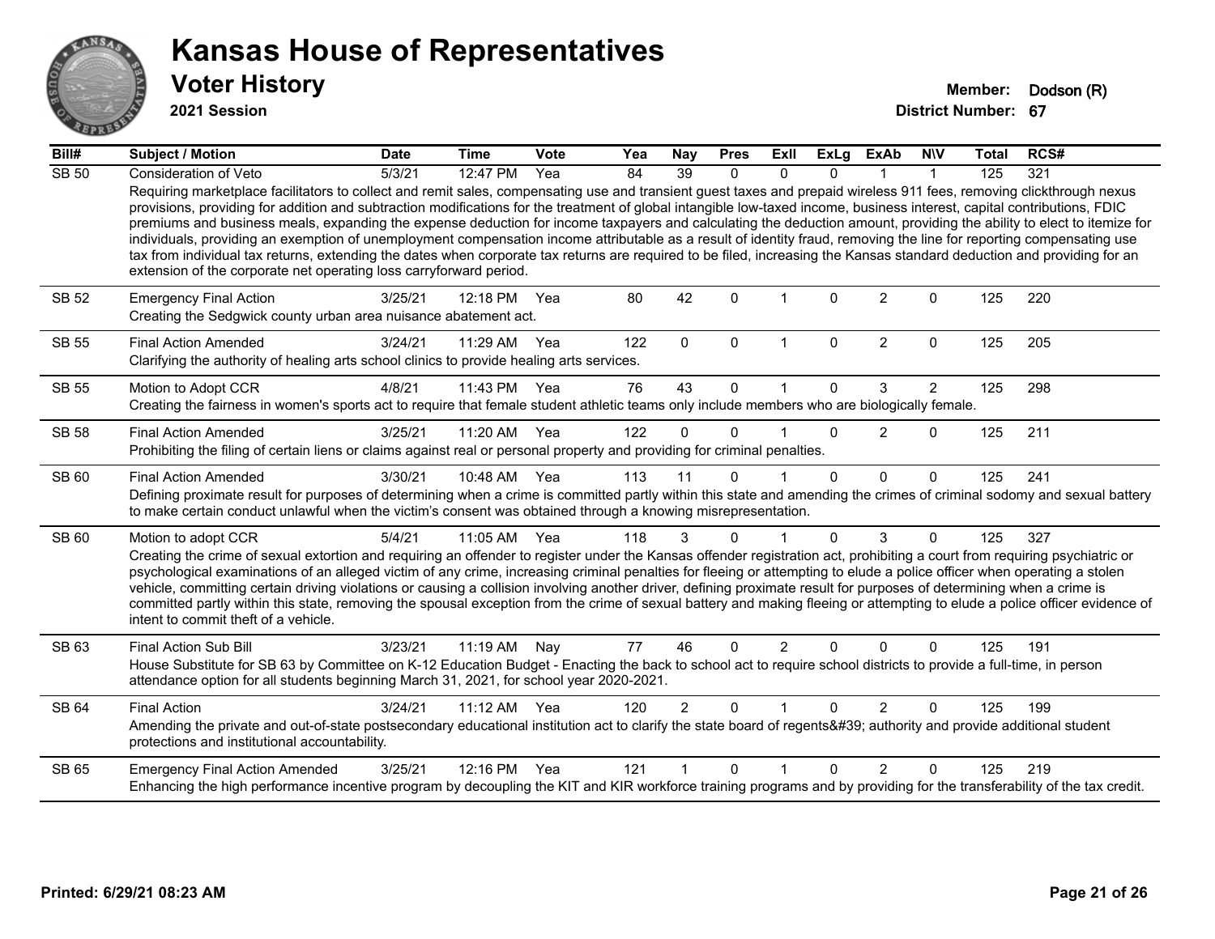# Kansas House of Representatives

## Voter History

**2021 Session**

**Member:** Dodson (R)
**District Number:** 67

| Bill# | Subject / Motion | Date | Time | Vote | Yea | Nay | Pres | ExII | ExLg | ExAb | N\V | Total | RCS# |
|---|---|---|---|---|---|---|---|---|---|---|---|---|---|
| SB 50 | Consideration of Veto | 5/3/21 | 12:47 PM | Yea | 84 | 39 | 0 | 0 | 0 | 1 | 1 | 125 | 321 |
| | Requiring marketplace facilitators to collect and remit sales, compensating use and transient guest taxes and prepaid wireless 911 fees, removing clickthrough nexus provisions, providing for addition and subtraction modifications for the treatment of global intangible low-taxed income, business interest, capital contributions, FDIC premiums and business meals, expanding the expense deduction for income taxpayers and calculating the deduction amount, providing the ability to elect to itemize for individuals, providing an exemption of unemployment compensation income attributable as a result of identity fraud, removing the line for reporting compensating use tax from individual tax returns, extending the dates when corporate tax returns are required to be filed, increasing the Kansas standard deduction and providing for an extension of the corporate net operating loss carryforward period. | | | | | | | | | | | | |
| SB 52 | Emergency Final Action | 3/25/21 | 12:18 PM | Yea | 80 | 42 | 0 | 1 | 0 | 2 | 0 | 125 | 220 |
| | Creating the Sedgwick county urban area nuisance abatement act. | | | | | | | | | | | | |
| SB 55 | Final Action Amended | 3/24/21 | 11:29 AM | Yea | 122 | 0 | 0 | 1 | 0 | 2 | 0 | 125 | 205 |
| | Clarifying the authority of healing arts school clinics to provide healing arts services. | | | | | | | | | | | | |
| SB 55 | Motion to Adopt CCR | 4/8/21 | 11:43 PM | Yea | 76 | 43 | 0 | 1 | 0 | 3 | 2 | 125 | 298 |
| | Creating the fairness in women's sports act to require that female student athletic teams only include members who are biologically female. | | | | | | | | | | | | |
| SB 58 | Final Action Amended | 3/25/21 | 11:20 AM | Yea | 122 | 0 | 0 | 1 | 0 | 2 | 0 | 125 | 211 |
| | Prohibiting the filing of certain liens or claims against real or personal property and providing for criminal penalties. | | | | | | | | | | | | |
| SB 60 | Final Action Amended | 3/30/21 | 10:48 AM | Yea | 113 | 11 | 0 | 1 | 0 | 0 | 0 | 125 | 241 |
| | Defining proximate result for purposes of determining when a crime is committed partly within this state and amending the crimes of criminal sodomy and sexual battery to make certain conduct unlawful when the victim's consent was obtained through a knowing misrepresentation. | | | | | | | | | | | | |
| SB 60 | Motion to adopt CCR | 5/4/21 | 11:05 AM | Yea | 118 | 3 | 0 | 1 | 0 | 3 | 0 | 125 | 327 |
| | Creating the crime of sexual extortion and requiring an offender to register under the Kansas offender registration act, prohibiting a court from requiring psychiatric or psychological examinations of an alleged victim of any crime, increasing criminal penalties for fleeing or attempting to elude a police officer when operating a stolen vehicle, committing certain driving violations or causing a collision involving another driver, defining proximate result for purposes of determining when a crime is committed partly within this state, removing the spousal exception from the crime of sexual battery and making fleeing or attempting to elude a police officer evidence of intent to commit theft of a vehicle. | | | | | | | | | | | | |
| SB 63 | Final Action Sub Bill | 3/23/21 | 11:19 AM | Nay | 77 | 46 | 0 | 2 | 0 | 0 | 0 | 125 | 191 |
| | House Substitute for SB 63 by Committee on K-12 Education Budget - Enacting the back to school act to require school districts to provide a full-time, in person attendance option for all students beginning March 31, 2021, for school year 2020-2021. | | | | | | | | | | | | |
| SB 64 | Final Action | 3/24/21 | 11:12 AM | Yea | 120 | 2 | 0 | 1 | 0 | 2 | 0 | 125 | 199 |
| | Amending the private and out-of-state postsecondary educational institution act to clarify the state board of regents&#39; authority and provide additional student protections and institutional accountability. | | | | | | | | | | | | |
| SB 65 | Emergency Final Action Amended | 3/25/21 | 12:16 PM | Yea | 121 | 1 | 0 | 1 | 0 | 2 | 0 | 125 | 219 |
| | Enhancing the high performance incentive program by decoupling the KIT and KIR workforce training programs and by providing for the transferability of the tax credit. | | | | | | | | | | | | |

**Printed: 6/29/21 08:23 AM**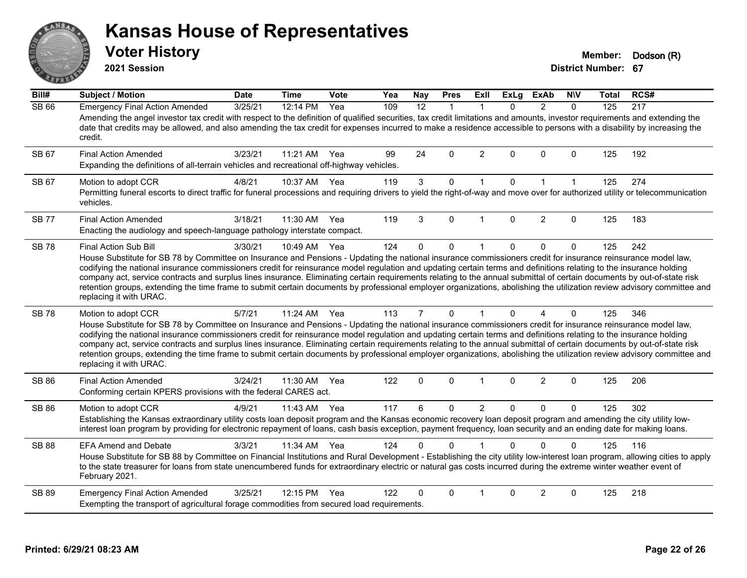# Kansas House of Representatives

## Voter History

**2021 Session**

**Member:** Dodson (R)
**District Number:** 67

| Bill# | Subject / Motion | Date | Time | Vote | Yea | Nay | Pres | ExII | ExLg | ExAb | N\V | Total | RCS# |
|---|---|---|---|---|---|---|---|---|---|---|---|---|---|
| SB 66 | Emergency Final Action Amended | 3/25/21 | 12:14 PM | Yea | 109 | 12 | 1 | 1 | 0 | 2 | 0 | 125 | 217 |
| | Amending the angel investor tax credit with respect to the definition of qualified securities, tax credit limitations and amounts, investor requirements and extending the date that credits may be allowed, and also amending the tax credit for expenses incurred to make a residence accessible to persons with a disability by increasing the credit. | | | | | | | | | | | | |
| SB 67 | Final Action Amended | 3/23/21 | 11:21 AM | Yea | 99 | 24 | 0 | 2 | 0 | 0 | 0 | 125 | 192 |
| | Expanding the definitions of all-terrain vehicles and recreational off-highway vehicles. | | | | | | | | | | | | |
| SB 67 | Motion to adopt CCR | 4/8/21 | 10:37 AM | Yea | 119 | 3 | 0 | 1 | 0 | 1 | 1 | 125 | 274 |
| | Permitting funeral escorts to direct traffic for funeral processions and requiring drivers to yield the right-of-way and move over for authorized utility or telecommunication vehicles. | | | | | | | | | | | | |
| SB 77 | Final Action Amended | 3/18/21 | 11:30 AM | Yea | 119 | 3 | 0 | 1 | 0 | 2 | 0 | 125 | 183 |
| | Enacting the audiology and speech-language pathology interstate compact. | | | | | | | | | | | | |
| SB 78 | Final Action Sub Bill | 3/30/21 | 10:49 AM | Yea | 124 | 0 | 0 | 1 | 0 | 0 | 0 | 125 | 242 |
| | House Substitute for SB 78 by Committee on Insurance and Pensions - Updating the national insurance commissioners credit for insurance reinsurance model law, codifying the national insurance commissioners credit for reinsurance model regulation and updating certain terms and definitions relating to the insurance holding company act, service contracts and surplus lines insurance. Eliminating certain requirements relating to the annual submittal of certain documents by out-of-state risk retention groups, extending the time frame to submit certain documents by professional employer organizations, abolishing the utilization review advisory committee and replacing it with URAC. | | | | | | | | | | | | |
| SB 78 | Motion to adopt CCR | 5/7/21 | 11:24 AM | Yea | 113 | 7 | 0 | 1 | 0 | 4 | 0 | 125 | 346 |
| | House Substitute for SB 78 by Committee on Insurance and Pensions - Updating the national insurance commissioners credit for insurance reinsurance model law, codifying the national insurance commissioners credit for reinsurance model regulation and updating certain terms and definitions relating to the insurance holding company act, service contracts and surplus lines insurance. Eliminating certain requirements relating to the annual submittal of certain documents by out-of-state risk retention groups, extending the time frame to submit certain documents by professional employer organizations, abolishing the utilization review advisory committee and replacing it with URAC. | | | | | | | | | | | | |
| SB 86 | Final Action Amended | 3/24/21 | 11:30 AM | Yea | 122 | 0 | 0 | 1 | 0 | 2 | 0 | 125 | 206 |
| | Conforming certain KPERS provisions with the federal CARES act. | | | | | | | | | | | | |
| SB 86 | Motion to adopt CCR | 4/9/21 | 11:43 AM | Yea | 117 | 6 | 0 | 2 | 0 | 0 | 0 | 125 | 302 |
| | Establishing the Kansas extraordinary utility costs loan deposit program and the Kansas economic recovery loan deposit program and amending the city utility low-interest loan program by providing for electronic repayment of loans, cash basis exception, payment frequency, loan security and an ending date for making loans. | | | | | | | | | | | | |
| SB 88 | EFA Amend and Debate | 3/3/21 | 11:34 AM | Yea | 124 | 0 | 0 | 1 | 0 | 0 | 0 | 125 | 116 |
| | House Substitute for SB 88 by Committee on Financial Institutions and Rural Development - Establishing the city utility low-interest loan program, allowing cities to apply to the state treasurer for loans from state unencumbered funds for extraordinary electric or natural gas costs incurred during the extreme winter weather event of February 2021. | | | | | | | | | | | | |
| SB 89 | Emergency Final Action Amended | 3/25/21 | 12:15 PM | Yea | 122 | 0 | 0 | 1 | 0 | 2 | 0 | 125 | 218 |
| | Exempting the transport of agricultural forage commodities from secured load requirements. | | | | | | | | | | | | |

**Printed: 6/29/21 08:23 AM**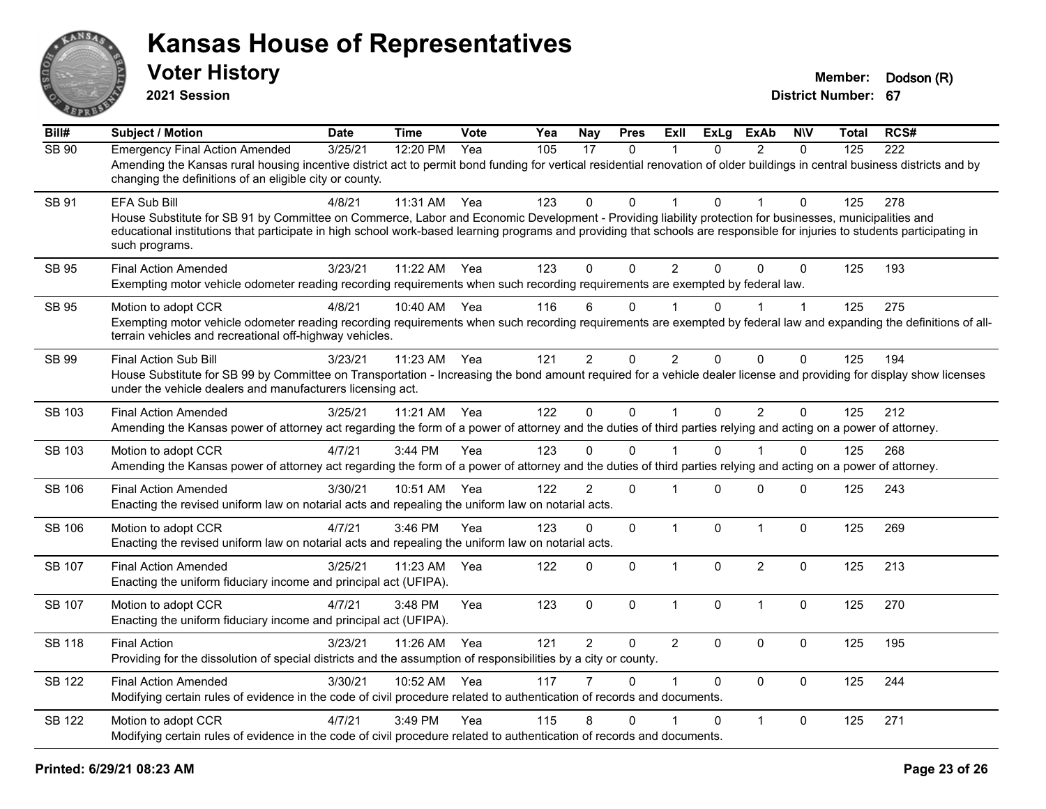# Kansas House of Representatives

## Voter History

**2021 Session**

**Member:** Dodson (R)
**District Number:** 67

| Bill# | Subject / Motion | Date | Time | Vote | Yea | Nay | Pres | ExII | ExLg | ExAb | N\V | Total | RCS# |
|---|---|---|---|---|---|---|---|---|---|---|---|---|---|
| SB 90 | Emergency Final Action Amended | 3/25/21 | 12:20 PM | Yea | 105 | 17 | 0 | 1 | 0 | 2 | 0 | 125 | 222 |
| | Amending the Kansas rural housing incentive district act to permit bond funding for vertical residential renovation of older buildings in central business districts and by changing the definitions of an eligible city or county. | | | | | | | | | | | | |
| SB 91 | EFA Sub Bill | 4/8/21 | 11:31 AM | Yea | 123 | 0 | 0 | 1 | 0 | 1 | 0 | 125 | 278 |
| | House Substitute for SB 91 by Committee on Commerce, Labor and Economic Development - Providing liability protection for businesses, municipalities and educational institutions that participate in high school work-based learning programs and providing that schools are responsible for injuries to students participating in such programs. | | | | | | | | | | | | |
| SB 95 | Final Action Amended | 3/23/21 | 11:22 AM | Yea | 123 | 0 | 0 | 2 | 0 | 0 | 0 | 125 | 193 |
| | Exempting motor vehicle odometer reading recording requirements when such recording requirements are exempted by federal law. | | | | | | | | | | | | |
| SB 95 | Motion to adopt CCR | 4/8/21 | 10:40 AM | Yea | 116 | 6 | 0 | 1 | 0 | 1 | 1 | 125 | 275 |
| | Exempting motor vehicle odometer reading recording requirements when such recording requirements are exempted by federal law and expanding the definitions of all-terrain vehicles and recreational off-highway vehicles. | | | | | | | | | | | | |
| SB 99 | Final Action Sub Bill | 3/23/21 | 11:23 AM | Yea | 121 | 2 | 0 | 2 | 0 | 0 | 0 | 125 | 194 |
| | House Substitute for SB 99 by Committee on Transportation - Increasing the bond amount required for a vehicle dealer license and providing for display show licenses under the vehicle dealers and manufacturers licensing act. | | | | | | | | | | | | |
| SB 103 | Final Action Amended | 3/25/21 | 11:21 AM | Yea | 122 | 0 | 0 | 1 | 0 | 2 | 0 | 125 | 212 |
| | Amending the Kansas power of attorney act regarding the form of a power of attorney and the duties of third parties relying and acting on a power of attorney. | | | | | | | | | | | | |
| SB 103 | Motion to adopt CCR | 4/7/21 | 3:44 PM | Yea | 123 | 0 | 0 | 1 | 0 | 1 | 0 | 125 | 268 |
| | Amending the Kansas power of attorney act regarding the form of a power of attorney and the duties of third parties relying and acting on a power of attorney. | | | | | | | | | | | | |
| SB 106 | Final Action Amended | 3/30/21 | 10:51 AM | Yea | 122 | 2 | 0 | 1 | 0 | 0 | 0 | 125 | 243 |
| | Enacting the revised uniform law on notarial acts and repealing the uniform law on notarial acts. | | | | | | | | | | | | |
| SB 106 | Motion to adopt CCR | 4/7/21 | 3:46 PM | Yea | 123 | 0 | 0 | 1 | 0 | 1 | 0 | 125 | 269 |
| | Enacting the revised uniform law on notarial acts and repealing the uniform law on notarial acts. | | | | | | | | | | | | |
| SB 107 | Final Action Amended | 3/25/21 | 11:23 AM | Yea | 122 | 0 | 0 | 1 | 0 | 2 | 0 | 125 | 213 |
| | Enacting the uniform fiduciary income and principal act (UFIPA). | | | | | | | | | | | | |
| SB 107 | Motion to adopt CCR | 4/7/21 | 3:48 PM | Yea | 123 | 0 | 0 | 1 | 0 | 1 | 0 | 125 | 270 |
| | Enacting the uniform fiduciary income and principal act (UFIPA). | | | | | | | | | | | | |
| SB 118 | Final Action | 3/23/21 | 11:26 AM | Yea | 121 | 2 | 0 | 2 | 0 | 0 | 0 | 125 | 195 |
| | Providing for the dissolution of special districts and the assumption of responsibilities by a city or county. | | | | | | | | | | | | |
| SB 122 | Final Action Amended | 3/30/21 | 10:52 AM | Yea | 117 | 7 | 0 | 1 | 0 | 0 | 0 | 125 | 244 |
| | Modifying certain rules of evidence in the code of civil procedure related to authentication of records and documents. | | | | | | | | | | | | |
| SB 122 | Motion to adopt CCR | 4/7/21 | 3:49 PM | Yea | 115 | 8 | 0 | 1 | 0 | 1 | 0 | 125 | 271 |
| | Modifying certain rules of evidence in the code of civil procedure related to authentication of records and documents. | | | | | | | | | | | | |

Printed: 6/29/21 08:23 AM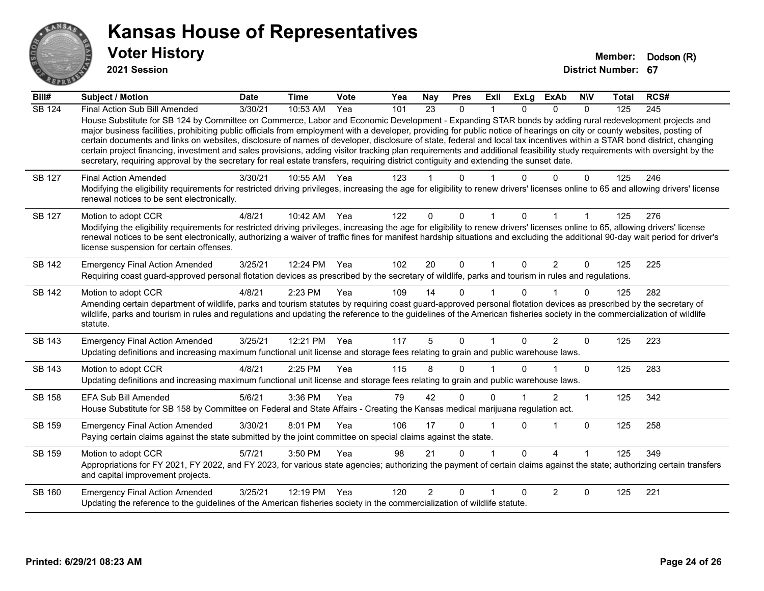# Kansas House of Representatives

## Voter History

**2021 Session**

**Member:** Dodson (R)
**District Number:** 67

| Bill# | Subject / Motion | Date | Time | Vote | Yea | Nay | Pres | ExII | ExLg | ExAb | N\V | Total | RCS# |
|---|---|---|---|---|---|---|---|---|---|---|---|---|---|
| SB 124 | Final Action Sub Bill Amended | 3/30/21 | 10:53 AM | Yea | 101 | 23 | 0 | 1 | 0 | 0 | 0 | 125 | 245 |
| | House Substitute for SB 124 by Committee on Commerce, Labor and Economic Development - Expanding STAR bonds by adding rural redevelopment projects and major business facilities, prohibiting public officials from employment with a developer, providing for public notice of hearings on city or county websites, posting of certain documents and links on websites, disclosure of names of developer, disclosure of state, federal and local tax incentives within a STAR bond district, changing certain project financing, investment and sales provisions, adding visitor tracking plan requirements and additional feasibility study requirements with oversight by the secretary, requiring approval by the secretary for real estate transfers, requiring district contiguity and extending the sunset date. | | | | | | | | | | | | |
| SB 127 | Final Action Amended | 3/30/21 | 10:55 AM | Yea | 123 | 1 | 0 | 1 | 0 | 0 | 0 | 125 | 246 |
| | Modifying the eligibility requirements for restricted driving privileges, increasing the age for eligibility to renew drivers' licenses online to 65 and allowing drivers' license renewal notices to be sent electronically. | | | | | | | | | | | | |
| SB 127 | Motion to adopt CCR | 4/8/21 | 10:42 AM | Yea | 122 | 0 | 0 | 1 | 0 | 1 | 1 | 125 | 276 |
| | Modifying the eligibility requirements for restricted driving privileges, increasing the age for eligibility to renew drivers' licenses online to 65, allowing drivers' license renewal notices to be sent electronically, authorizing a waiver of traffic fines for manifest hardship situations and excluding the additional 90-day wait period for driver's license suspension for certain offenses. | | | | | | | | | | | | |
| SB 142 | Emergency Final Action Amended | 3/25/21 | 12:24 PM | Yea | 102 | 20 | 0 | 1 | 0 | 2 | 0 | 125 | 225 |
| | Requiring coast guard-approved personal flotation devices as prescribed by the secretary of wildlife, parks and tourism in rules and regulations. | | | | | | | | | | | | |
| SB 142 | Motion to adopt CCR | 4/8/21 | 2:23 PM | Yea | 109 | 14 | 0 | 1 | 0 | 1 | 0 | 125 | 282 |
| | Amending certain department of wildlife, parks and tourism statutes by requiring coast guard-approved personal flotation devices as prescribed by the secretary of wildlife, parks and tourism in rules and regulations and updating the reference to the guidelines of the American fisheries society in the commercialization of wildlife statute. | | | | | | | | | | | | |
| SB 143 | Emergency Final Action Amended | 3/25/21 | 12:21 PM | Yea | 117 | 5 | 0 | 1 | 0 | 2 | 0 | 125 | 223 |
| | Updating definitions and increasing maximum functional unit license and storage fees relating to grain and public warehouse laws. | | | | | | | | | | | | |
| SB 143 | Motion to adopt CCR | 4/8/21 | 2:25 PM | Yea | 115 | 8 | 0 | 1 | 0 | 1 | 0 | 125 | 283 |
| | Updating definitions and increasing maximum functional unit license and storage fees relating to grain and public warehouse laws. | | | | | | | | | | | | |
| SB 158 | EFA Sub Bill Amended | 5/6/21 | 3:36 PM | Yea | 79 | 42 | 0 | 0 | 1 | 2 | 1 | 125 | 342 |
| | House Substitute for SB 158 by Committee on Federal and State Affairs - Creating the Kansas medical marijuana regulation act. | | | | | | | | | | | | |
| SB 159 | Emergency Final Action Amended | 3/30/21 | 8:01 PM | Yea | 106 | 17 | 0 | 1 | 0 | 1 | 0 | 125 | 258 |
| | Paying certain claims against the state submitted by the joint committee on special claims against the state. | | | | | | | | | | | | |
| SB 159 | Motion to adopt CCR | 5/7/21 | 3:50 PM | Yea | 98 | 21 | 0 | 1 | 0 | 4 | 1 | 125 | 349 |
| | Appropriations for FY 2021, FY 2022, and FY 2023, for various state agencies; authorizing the payment of certain claims against the state; authorizing certain transfers and capital improvement projects. | | | | | | | | | | | | |
| SB 160 | Emergency Final Action Amended | 3/25/21 | 12:19 PM | Yea | 120 | 2 | 0 | 1 | 0 | 2 | 0 | 125 | 221 |
| | Updating the reference to the guidelines of the American fisheries society in the commercialization of wildlife statute. | | | | | | | | | | | | |

Printed: 6/29/21 08:23 AM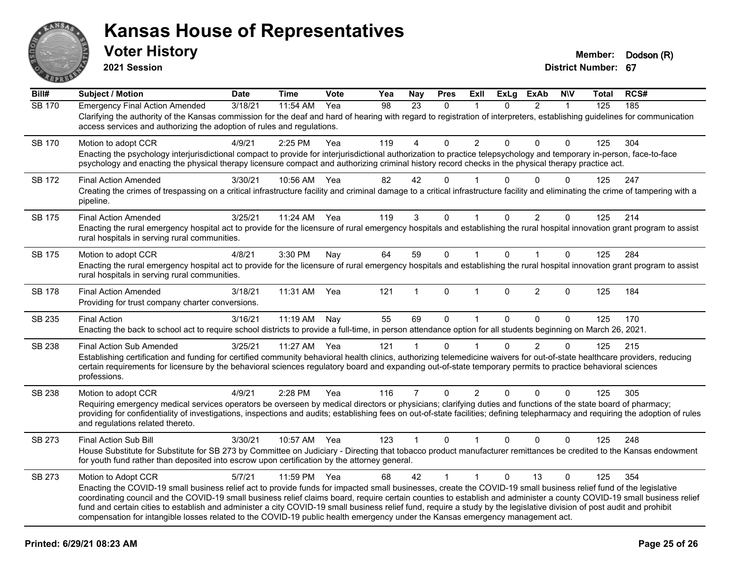# Kansas House of Representatives

## Voter History

**2021 Session**

**Member:** Dodson (R)
**District Number:** 67

| Bill# | Subject / Motion | Date | Time | Vote | Yea | Nay | Pres | ExII | ExLg | ExAb | N\V | Total | RCS# |
|---|---|---|---|---|---|---|---|---|---|---|---|---|---|
| SB 170 | Emergency Final Action Amended | 3/18/21 | 11:54 AM | Yea | 98 | 23 | 0 | 1 | 0 | 2 | 1 | 125 | 185 |
| | Clarifying the authority of the Kansas commission for the deaf and hard of hearing with regard to registration of interpreters, establishing guidelines for communication access services and authorizing the adoption of rules and regulations. | | | | | | | | | | | | |
| SB 170 | Motion to adopt CCR | 4/9/21 | 2:25 PM | Yea | 119 | 4 | 0 | 2 | 0 | 0 | 0 | 125 | 304 |
| | Enacting the psychology interjurisdictional compact to provide for interjurisdictional authorization to practice telepsychology and temporary in-person, face-to-face psychology and enacting the physical therapy licensure compact and authorizing criminal history record checks in the physical therapy practice act. | | | | | | | | | | | | |
| SB 172 | Final Action Amended | 3/30/21 | 10:56 AM | Yea | 82 | 42 | 0 | 1 | 0 | 0 | 0 | 125 | 247 |
| | Creating the crimes of trespassing on a critical infrastructure facility and criminal damage to a critical infrastructure facility and eliminating the crime of tampering with a pipeline. | | | | | | | | | | | | |
| SB 175 | Final Action Amended | 3/25/21 | 11:24 AM | Yea | 119 | 3 | 0 | 1 | 0 | 2 | 0 | 125 | 214 |
| | Enacting the rural emergency hospital act to provide for the licensure of rural emergency hospitals and establishing the rural hospital innovation grant program to assist rural hospitals in serving rural communities. | | | | | | | | | | | | |
| SB 175 | Motion to adopt CCR | 4/8/21 | 3:30 PM | Nay | 64 | 59 | 0 | 1 | 0 | 1 | 0 | 125 | 284 |
| | Enacting the rural emergency hospital act to provide for the licensure of rural emergency hospitals and establishing the rural hospital innovation grant program to assist rural hospitals in serving rural communities. | | | | | | | | | | | | |
| SB 178 | Final Action Amended | 3/18/21 | 11:31 AM | Yea | 121 | 1 | 0 | 1 | 0 | 2 | 0 | 125 | 184 |
| | Providing for trust company charter conversions. | | | | | | | | | | | | |
| SB 235 | Final Action | 3/16/21 | 11:19 AM | Nay | 55 | 69 | 0 | 1 | 0 | 0 | 0 | 125 | 170 |
| | Enacting the back to school act to require school districts to provide a full-time, in person attendance option for all students beginning on March 26, 2021. | | | | | | | | | | | | |
| SB 238 | Final Action Sub Amended | 3/25/21 | 11:27 AM | Yea | 121 | 1 | 0 | 1 | 0 | 2 | 0 | 125 | 215 |
| | Establishing certification and funding for certified community behavioral health clinics, authorizing telemedicine waivers for out-of-state healthcare providers, reducing certain requirements for licensure by the behavioral sciences regulatory board and expanding out-of-state temporary permits to practice behavioral sciences professions. | | | | | | | | | | | | |
| SB 238 | Motion to adopt CCR | 4/9/21 | 2:28 PM | Yea | 116 | 7 | 0 | 2 | 0 | 0 | 0 | 125 | 305 |
| | Requiring emergency medical services operators be overseen by medical directors or physicians; clarifying duties and functions of the state board of pharmacy; providing for confidentiality of investigations, inspections and audits; establishing fees on out-of-state facilities; defining telepharmacy and requiring the adoption of rules and regulations related thereto. | | | | | | | | | | | | |
| SB 273 | Final Action Sub Bill | 3/30/21 | 10:57 AM | Yea | 123 | 1 | 0 | 1 | 0 | 0 | 0 | 125 | 248 |
| | House Substitute for Substitute for SB 273 by Committee on Judiciary - Directing that tobacco product manufacturer remittances be credited to the Kansas endowment for youth fund rather than deposited into escrow upon certification by the attorney general. | | | | | | | | | | | | |
| SB 273 | Motion to Adopt CCR | 5/7/21 | 11:59 PM | Yea | 68 | 42 | 1 | 1 | 0 | 13 | 0 | 125 | 354 |
| | Enacting the COVID-19 small business relief act to provide funds for impacted small businesses, create the COVID-19 small business relief fund of the legislative coordinating council and the COVID-19 small business relief claims board, require certain counties to establish and administer a county COVID-19 small business relief fund and certain cities to establish and administer a city COVID-19 small business relief fund, require a study by the legislative division of post audit and prohibit compensation for intangible losses related to the COVID-19 public health emergency under the Kansas emergency management act. | | | | | | | | | | | | |

**Printed: 6/29/21 08:23 AM**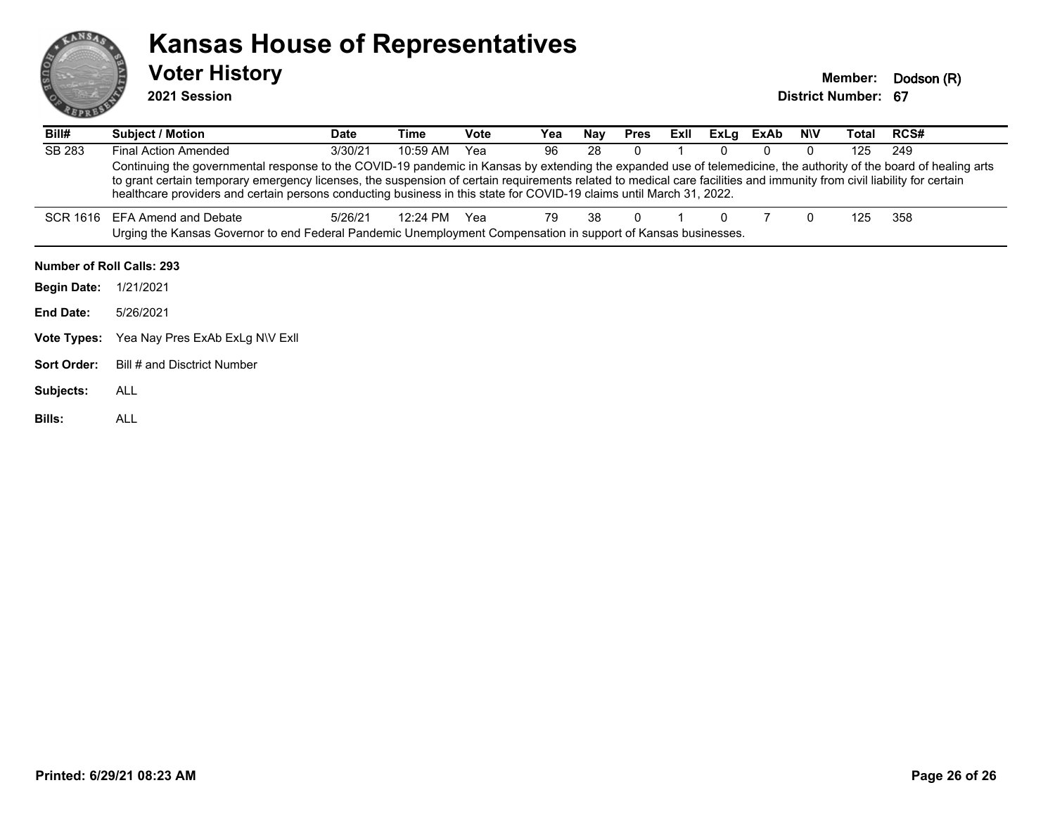# Kansas House of Representatives

## Voter History

**2021 Session**

**Member:** Dodson (R)
**District Number:** 67

| Bill# | Subject / Motion | Date | Time | Vote | Yea | Nay | Pres | ExII | ExLg | ExAb | N\V | Total | RCS# |
|---|---|---|---|---|---|---|---|---|---|---|---|---|---|
| SB 283 | Final Action Amended | 3/30/21 | 10:59 AM | Yea | 96 | 28 | 0 | 1 | 0 | 0 | 0 | 125 | 249 |
| | Continuing the governmental response to the COVID-19 pandemic in Kansas by extending the expanded use of telemedicine, the authority of the board of healing arts to grant certain temporary emergency licenses, the suspension of certain requirements related to medical care facilities and immunity from civil liability for certain healthcare providers and certain persons conducting business in this state for COVID-19 claims until March 31, 2022. | | | | | | | | | | | | |
| SCR 1616 | EFA Amend and Debate | 5/26/21 | 12:24 PM | Yea | 79 | 38 | 0 | 1 | 0 | 7 | 0 | 125 | 358 |
| | Urging the Kansas Governor to end Federal Pandemic Unemployment Compensation in support of Kansas businesses. | | | | | | | | | | | | |

**Number of Roll Calls: 293**

**Begin Date:** 1/21/2021

**End Date:** 5/26/2021

**Vote Types:** Yea Nay Pres ExAb ExLg N\V ExII

**Sort Order:** Bill # and Disctrict Number

**Subjects:** ALL

**Bills:** ALL

Printed: 6/29/21 08:23 AM